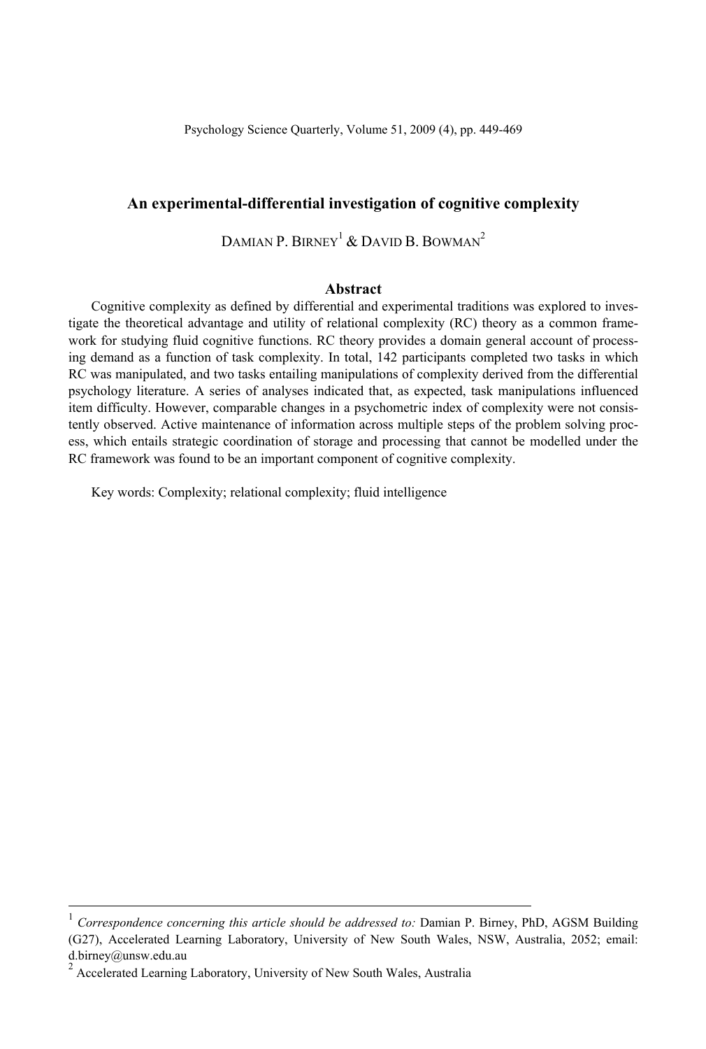# An experimental-differential investigation of cognitive complexity

DAMIAN P. BIRNEY[1] & DAVID B. BOWMAN[2]

## Abstract

Cognitive complexity as defined by differential and experimental traditions was explored to investigate the theoretical advantage and utility of relational complexity (RC) theory as a common framework for studying fluid cognitive functions. RC theory provides a domain general account of processing demand as a function of task complexity. In total, 142 participants completed two tasks in which RC was manipulated, and two tasks entailing manipulations of complexity derived from the differential psychology literature. A series of analyses indicated that, as expected, task manipulations influenced item difficulty. However, comparable changes in a psychometric index of complexity were not consistently observed. Active maintenance of information across multiple steps of the problem solving process, which entails strategic coordination of storage and processing that cannot be modelled under the RC framework was found to be an important component of cognitive complexity.

Key words: Complexity; relational complexity; fluid intelligence

---

[1] *Correspondence concerning this article should be addressed to:* Damian P. Birney, PhD, AGSM Building (G27), Accelerated Learning Laboratory, University of New South Wales, NSW, Australia, 2052; email: d.birney@unsw.edu.au

[2] Accelerated Learning Laboratory, University of New South Wales, Australia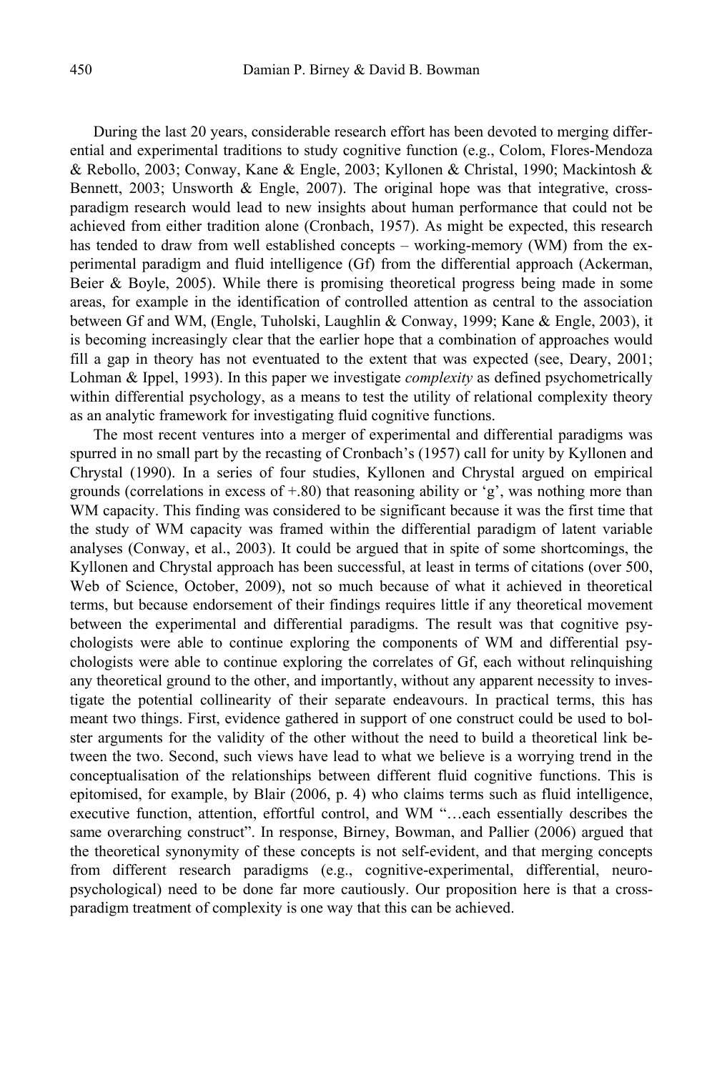During the last 20 years, considerable research effort has been devoted to merging differential and experimental traditions to study cognitive function (e.g., Colom, Flores-Mendoza & Rebollo, 2003; Conway, Kane & Engle, 2003; Kyllonen & Christal, 1990; Mackintosh & Bennett, 2003; Unsworth & Engle, 2007). The original hope was that integrative, cross-paradigm research would lead to new insights about human performance that could not be achieved from either tradition alone (Cronbach, 1957). As might be expected, this research has tended to draw from well established concepts – working-memory (WM) from the experimental paradigm and fluid intelligence (Gf) from the differential approach (Ackerman, Beier & Boyle, 2005). While there is promising theoretical progress being made in some areas, for example in the identification of controlled attention as central to the association between Gf and WM, (Engle, Tuholski, Laughlin & Conway, 1999; Kane & Engle, 2003), it is becoming increasingly clear that the earlier hope that a combination of approaches would fill a gap in theory has not eventuated to the extent that was expected (see, Deary, 2001; Lohman & Ippel, 1993). In this paper we investigate *complexity* as defined psychometrically within differential psychology, as a means to test the utility of relational complexity theory as an analytic framework for investigating fluid cognitive functions.

The most recent ventures into a merger of experimental and differential paradigms was spurred in no small part by the recasting of Cronbach's (1957) call for unity by Kyllonen and Chrystal (1990). In a series of four studies, Kyllonen and Chrystal argued on empirical grounds (correlations in excess of +.80) that reasoning ability or 'g', was nothing more than WM capacity. This finding was considered to be significant because it was the first time that the study of WM capacity was framed within the differential paradigm of latent variable analyses (Conway, et al., 2003). It could be argued that in spite of some shortcomings, the Kyllonen and Chrystal approach has been successful, at least in terms of citations (over 500, Web of Science, October, 2009), not so much because of what it achieved in theoretical terms, but because endorsement of their findings requires little if any theoretical movement between the experimental and differential paradigms. The result was that cognitive psychologists were able to continue exploring the components of WM and differential psychologists were able to continue exploring the correlates of Gf, each without relinquishing any theoretical ground to the other, and importantly, without any apparent necessity to investigate the potential collinearity of their separate endeavours. In practical terms, this has meant two things. First, evidence gathered in support of one construct could be used to bolster arguments for the validity of the other without the need to build a theoretical link between the two. Second, such views have lead to what we believe is a worrying trend in the conceptualisation of the relationships between different fluid cognitive functions. This is epitomised, for example, by Blair (2006, p. 4) who claims terms such as fluid intelligence, executive function, attention, effortful control, and WM "…each essentially describes the same overarching construct". In response, Birney, Bowman, and Pallier (2006) argued that the theoretical synonymity of these concepts is not self-evident, and that merging concepts from different research paradigms (e.g., cognitive-experimental, differential, neuropsychological) need to be done far more cautiously. Our proposition here is that a cross-paradigm treatment of complexity is one way that this can be achieved.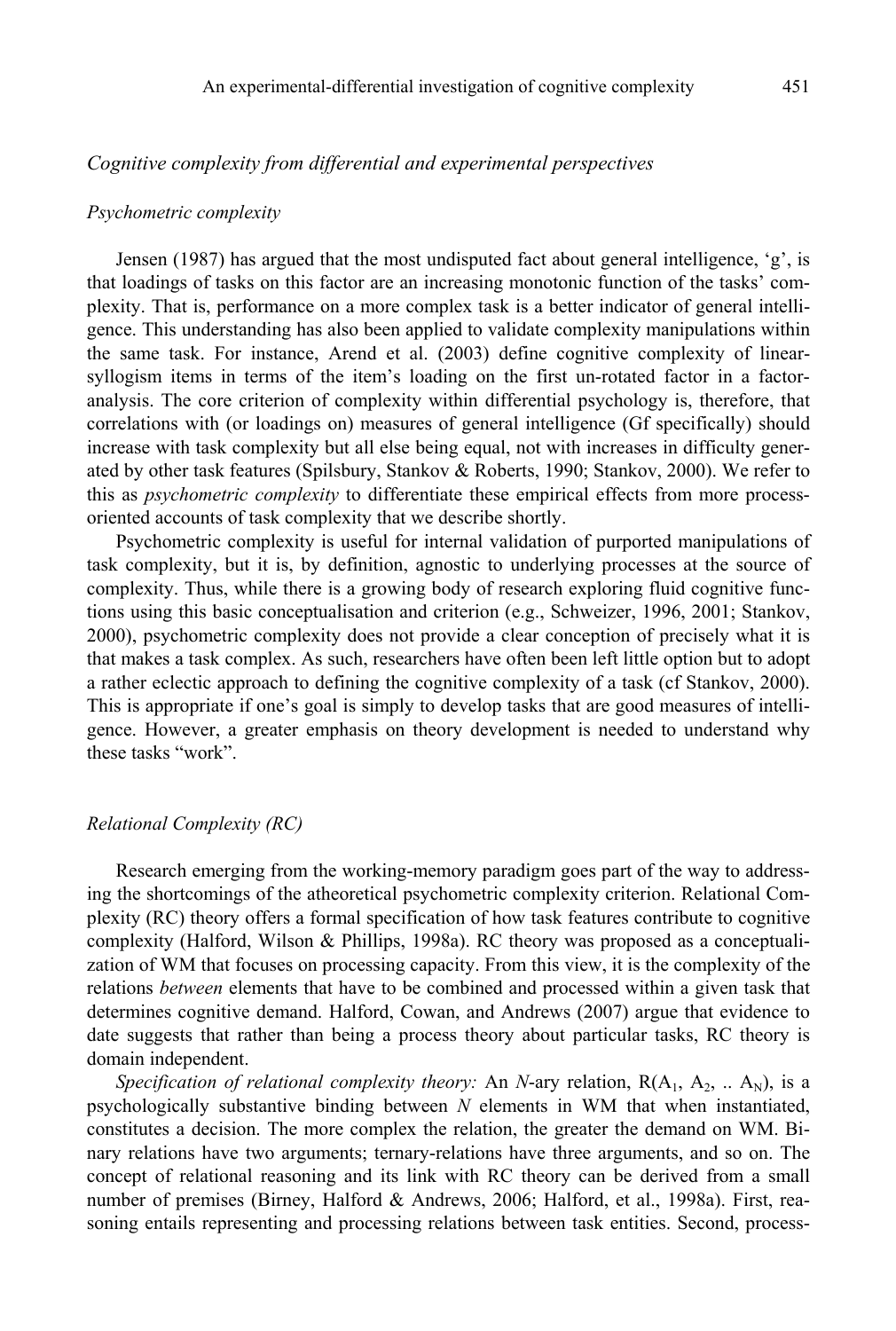### *Cognitive complexity from differential and experimental perspectives*

#### *Psychometric complexity*

Jensen (1987) has argued that the most undisputed fact about general intelligence, 'g', is that loadings of tasks on this factor are an increasing monotonic function of the tasks' complexity. That is, performance on a more complex task is a better indicator of general intelligence. This understanding has also been applied to validate complexity manipulations within the same task. For instance, Arend et al. (2003) define cognitive complexity of linear-syllogism items in terms of the item's loading on the first un-rotated factor in a factor-analysis. The core criterion of complexity within differential psychology is, therefore, that correlations with (or loadings on) measures of general intelligence (Gf specifically) should increase with task complexity but all else being equal, not with increases in difficulty generated by other task features (Spilsbury, Stankov & Roberts, 1990; Stankov, 2000). We refer to this as *psychometric complexity* to differentiate these empirical effects from more process-oriented accounts of task complexity that we describe shortly.

Psychometric complexity is useful for internal validation of purported manipulations of task complexity, but it is, by definition, agnostic to underlying processes at the source of complexity. Thus, while there is a growing body of research exploring fluid cognitive functions using this basic conceptualisation and criterion (e.g., Schweizer, 1996, 2001; Stankov, 2000), psychometric complexity does not provide a clear conception of precisely what it is that makes a task complex. As such, researchers have often been left little option but to adopt a rather eclectic approach to defining the cognitive complexity of a task (cf Stankov, 2000). This is appropriate if one's goal is simply to develop tasks that are good measures of intelligence. However, a greater emphasis on theory development is needed to understand why these tasks "work".

#### *Relational Complexity (RC)*

Research emerging from the working-memory paradigm goes part of the way to addressing the shortcomings of the atheoretical psychometric complexity criterion. Relational Complexity (RC) theory offers a formal specification of how task features contribute to cognitive complexity (Halford, Wilson & Phillips, 1998a). RC theory was proposed as a conceptualization of WM that focuses on processing capacity. From this view, it is the complexity of the relations *between* elements that have to be combined and processed within a given task that determines cognitive demand. Halford, Cowan, and Andrews (2007) argue that evidence to date suggests that rather than being a process theory about particular tasks, RC theory is domain independent.

*Specification of relational complexity theory:* An *N*-ary relation, $R(A_1, A_2, .. A_N)$, is a psychologically substantive binding between *N* elements in WM that when instantiated, constitutes a decision. The more complex the relation, the greater the demand on WM. Binary relations have two arguments; ternary-relations have three arguments, and so on. The concept of relational reasoning and its link with RC theory can be derived from a small number of premises (Birney, Halford & Andrews, 2006; Halford, et al., 1998a). First, reasoning entails representing and processing relations between task entities. Second, process-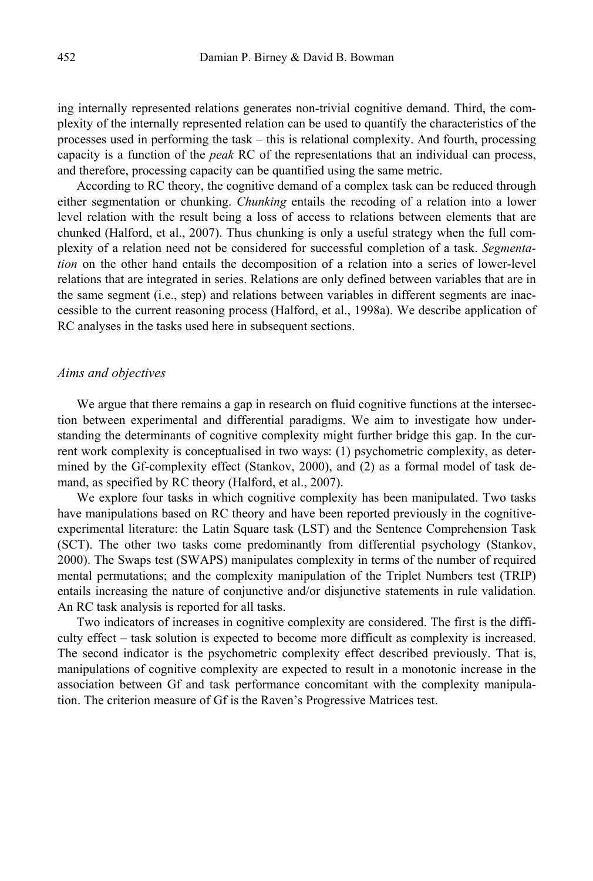ing internally represented relations generates non-trivial cognitive demand. Third, the complexity of the internally represented relation can be used to quantify the characteristics of the processes used in performing the task – this is relational complexity. And fourth, processing capacity is a function of the *peak* RC of the representations that an individual can process, and therefore, processing capacity can be quantified using the same metric.

According to RC theory, the cognitive demand of a complex task can be reduced through either segmentation or chunking. *Chunking* entails the recoding of a relation into a lower level relation with the result being a loss of access to relations between elements that are chunked (Halford, et al., 2007). Thus chunking is only a useful strategy when the full complexity of a relation need not be considered for successful completion of a task. *Segmentation* on the other hand entails the decomposition of a relation into a series of lower-level relations that are integrated in series. Relations are only defined between variables that are in the same segment (i.e., step) and relations between variables in different segments are inaccessible to the current reasoning process (Halford, et al., 1998a). We describe application of RC analyses in the tasks used here in subsequent sections.

### *Aims and objectives*

We argue that there remains a gap in research on fluid cognitive functions at the intersection between experimental and differential paradigms. We aim to investigate how understanding the determinants of cognitive complexity might further bridge this gap. In the current work complexity is conceptualised in two ways: (1) psychometric complexity, as determined by the Gf-complexity effect (Stankov, 2000), and (2) as a formal model of task demand, as specified by RC theory (Halford, et al., 2007).

We explore four tasks in which cognitive complexity has been manipulated. Two tasks have manipulations based on RC theory and have been reported previously in the cognitive-experimental literature: the Latin Square task (LST) and the Sentence Comprehension Task (SCT). The other two tasks come predominantly from differential psychology (Stankov, 2000). The Swaps test (SWAPS) manipulates complexity in terms of the number of required mental permutations; and the complexity manipulation of the Triplet Numbers test (TRIP) entails increasing the nature of conjunctive and/or disjunctive statements in rule validation. An RC task analysis is reported for all tasks.

Two indicators of increases in cognitive complexity are considered. The first is the difficulty effect – task solution is expected to become more difficult as complexity is increased. The second indicator is the psychometric complexity effect described previously. That is, manipulations of cognitive complexity are expected to result in a monotonic increase in the association between Gf and task performance concomitant with the complexity manipulation. The criterion measure of Gf is the Raven's Progressive Matrices test.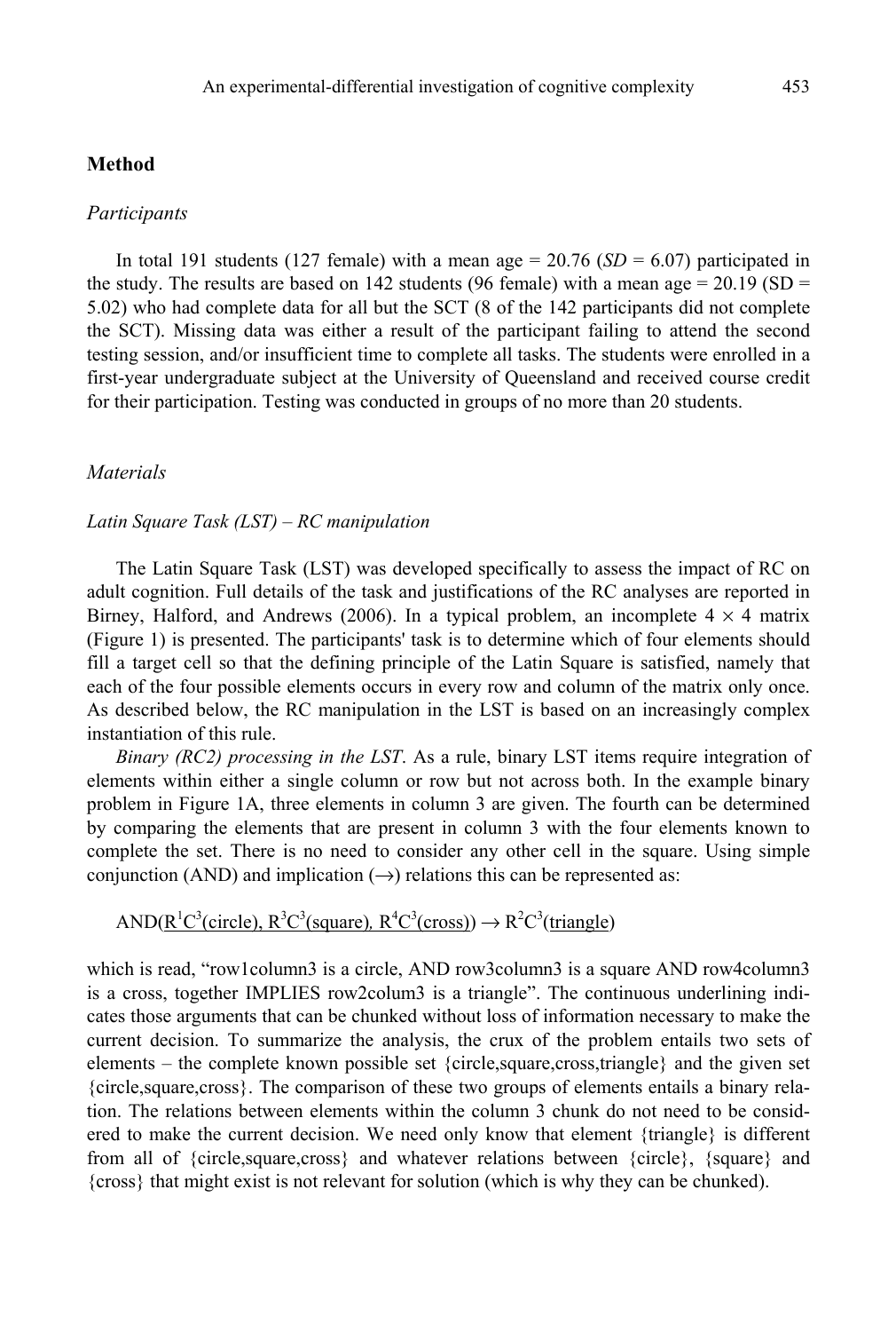## Method

### Participants

In total 191 students (127 female) with a mean age = 20.76 (*SD* = 6.07) participated in the study. The results are based on 142 students (96 female) with a mean age = 20.19 (SD = 5.02) who had complete data for all but the SCT (8 of the 142 participants did not complete the SCT). Missing data was either a result of the participant failing to attend the second testing session, and/or insufficient time to complete all tasks. The students were enrolled in a first-year undergraduate subject at the University of Queensland and received course credit for their participation. Testing was conducted in groups of no more than 20 students.

### Materials

*Latin Square Task (LST) – RC manipulation*

The Latin Square Task (LST) was developed specifically to assess the impact of RC on adult cognition. Full details of the task and justifications of the RC analyses are reported in Birney, Halford, and Andrews (2006). In a typical problem, an incomplete 4 × 4 matrix (Figure 1) is presented. The participants' task is to determine which of four elements should fill a target cell so that the defining principle of the Latin Square is satisfied, namely that each of the four possible elements occurs in every row and column of the matrix only once. As described below, the RC manipulation in the LST is based on an increasingly complex instantiation of this rule.

*Binary (RC2) processing in the LST*. As a rule, binary LST items require integration of elements within either a single column or row but not across both. In the example binary problem in Figure 1A, three elements in column 3 are given. The fourth can be determined by comparing the elements that are present in column 3 with the four elements known to complete the set. There is no need to consider any other cell in the square. Using simple conjunction (AND) and implication (→) relations this can be represented as:

$$\text{AND}(\underline{R^1C^3(\text{circle}),\ R^3C^3(\text{square}),\ R^4C^3(\text{cross})}) \rightarrow R^2C^3(\underline{\text{triangle}})$$

which is read, "row1column3 is a circle, AND row3column3 is a square AND row4column3 is a cross, together IMPLIES row2colum3 is a triangle". The continuous underlining indicates those arguments that can be chunked without loss of information necessary to make the current decision. To summarize the analysis, the crux of the problem entails two sets of elements – the complete known possible set {circle,square,cross,triangle} and the given set {circle,square,cross}. The comparison of these two groups of elements entails a binary relation. The relations between elements within the column 3 chunk do not need to be considered to make the current decision. We need only know that element {triangle} is different from all of {circle,square,cross} and whatever relations between {circle}, {square} and {cross} that might exist is not relevant for solution (which is why they can be chunked).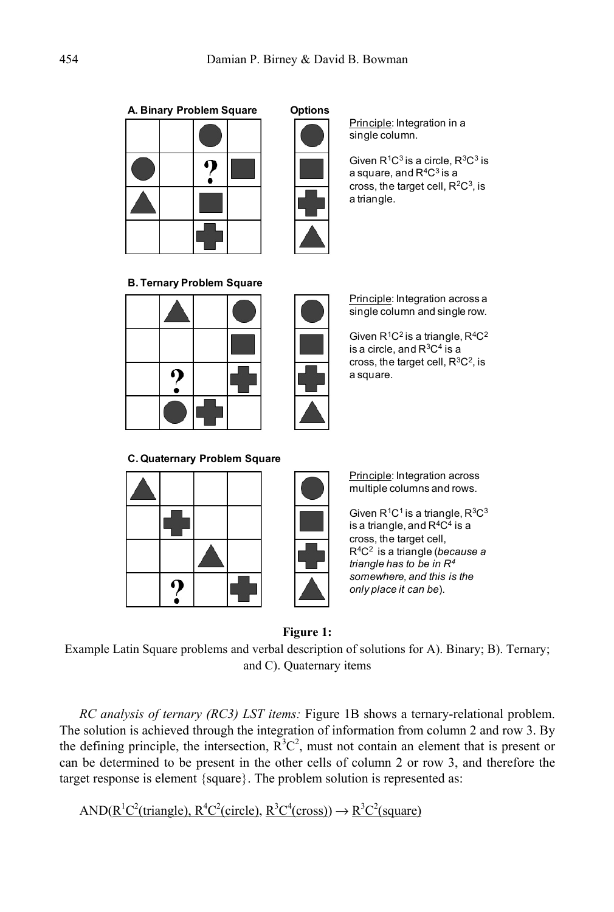**A. Binary Problem Square**

**Options**

Principle: Integration in a single column.

Given $R^1C^3$ is a circle, $R^3C^3$ is a square, and $R^4C^3$ is a cross, the target cell, $R^2C^3$, is a triangle.

**B. Ternary Problem Square**

Principle: Integration across a single column and single row.

Given $R^1C^2$ is a triangle, $R^4C^2$ is a circle, and $R^3C^4$ is a cross, the target cell, $R^3C^2$, is a square.

**C. Quaternary Problem Square**

Principle: Integration across multiple columns and rows.

Given $R^1C^1$ is a triangle, $R^3C^3$ is a triangle, and $R^4C^4$ is a cross, the target cell, $R^4C^2$ is a triangle (*because a triangle has to be in $R^4$ somewhere, and this is the only place it can be*).

**Figure 1:**
Example Latin Square problems and verbal description of solutions for A). Binary; B). Ternary; and C). Quaternary items

*RC analysis of ternary (RC3) LST items:* Figure 1B shows a ternary-relational problem. The solution is achieved through the integration of information from column 2 and row 3. By the defining principle, the intersection, $R^3C^2$, must not contain an element that is present or can be determined to be present in the other cells of column 2 or row 3, and therefore the target response is element {square}. The problem solution is represented as:

AND($\underline{R^1C^2\text{(triangle)}}$, $\underline{R^4C^2\text{(circle)}}$, $\underline{R^3C^4\text{(cross)}}$) $\rightarrow$ $\underline{R^3C^2\text{(square)}}$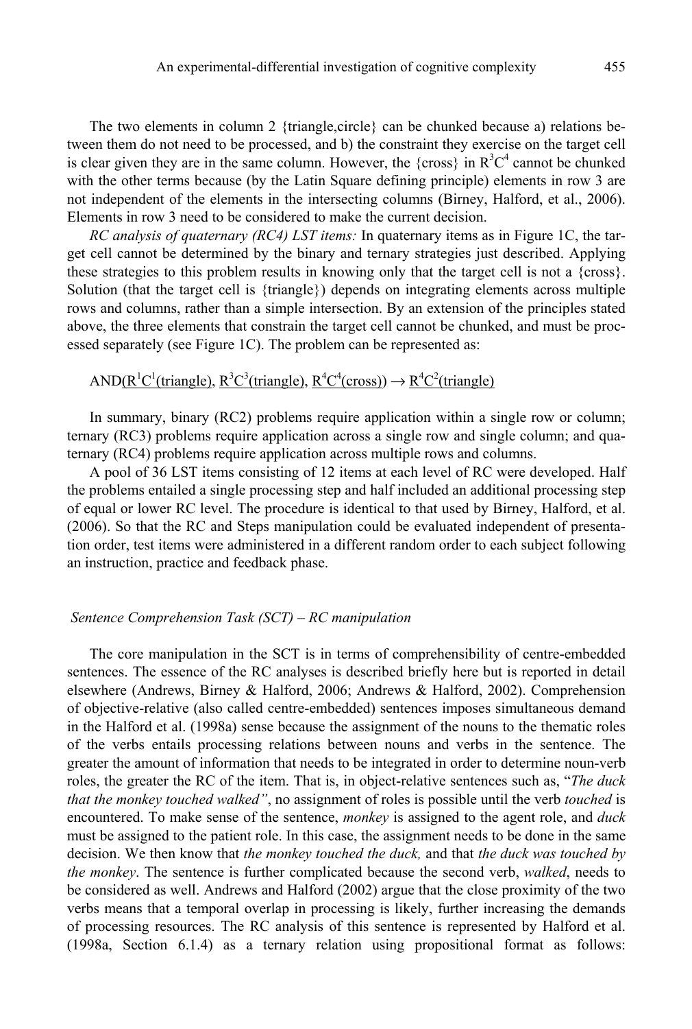The two elements in column 2 {triangle,circle} can be chunked because a) relations between them do not need to be processed, and b) the constraint they exercise on the target cell is clear given they are in the same column. However, the {cross} in $R^3C^4$ cannot be chunked with the other terms because (by the Latin Square defining principle) elements in row 3 are not independent of the elements in the intersecting columns (Birney, Halford, et al., 2006). Elements in row 3 need to be considered to make the current decision.

*RC analysis of quaternary (RC4) LST items:* In quaternary items as in Figure 1C, the target cell cannot be determined by the binary and ternary strategies just described. Applying these strategies to this problem results in knowing only that the target cell is not a {cross}. Solution (that the target cell is {triangle}) depends on integrating elements across multiple rows and columns, rather than a simple intersection. By an extension of the principles stated above, the three elements that constrain the target cell cannot be chunked, and must be processed separately (see Figure 1C). The problem can be represented as:

AND($\underline{R^1C^1\text{(triangle)}}$, $\underline{R^3C^3\text{(triangle)}}$, $\underline{R^4C^4\text{(cross)}}$) → $\underline{R^4C^2\text{(triangle)}}$

In summary, binary (RC2) problems require application within a single row or column; ternary (RC3) problems require application across a single row and single column; and quaternary (RC4) problems require application across multiple rows and columns.

A pool of 36 LST items consisting of 12 items at each level of RC were developed. Half the problems entailed a single processing step and half included an additional processing step of equal or lower RC level. The procedure is identical to that used by Birney, Halford, et al. (2006). So that the RC and Steps manipulation could be evaluated independent of presentation order, test items were administered in a different random order to each subject following an instruction, practice and feedback phase.

### *Sentence Comprehension Task (SCT) – RC manipulation*

The core manipulation in the SCT is in terms of comprehensibility of centre-embedded sentences. The essence of the RC analyses is described briefly here but is reported in detail elsewhere (Andrews, Birney & Halford, 2006; Andrews & Halford, 2002). Comprehension of objective-relative (also called centre-embedded) sentences imposes simultaneous demand in the Halford et al. (1998a) sense because the assignment of the nouns to the thematic roles of the verbs entails processing relations between nouns and verbs in the sentence. The greater the amount of information that needs to be integrated in order to determine noun-verb roles, the greater the RC of the item. That is, in object-relative sentences such as, "*The duck that the monkey touched walked"*, no assignment of roles is possible until the verb *touched* is encountered. To make sense of the sentence, *monkey* is assigned to the agent role, and *duck* must be assigned to the patient role. In this case, the assignment needs to be done in the same decision. We then know that *the monkey touched the duck,* and that *the duck was touched by the monkey*. The sentence is further complicated because the second verb, *walked*, needs to be considered as well. Andrews and Halford (2002) argue that the close proximity of the two verbs means that a temporal overlap in processing is likely, further increasing the demands of processing resources. The RC analysis of this sentence is represented by Halford et al. (1998a, Section 6.1.4) as a ternary relation using propositional format as follows: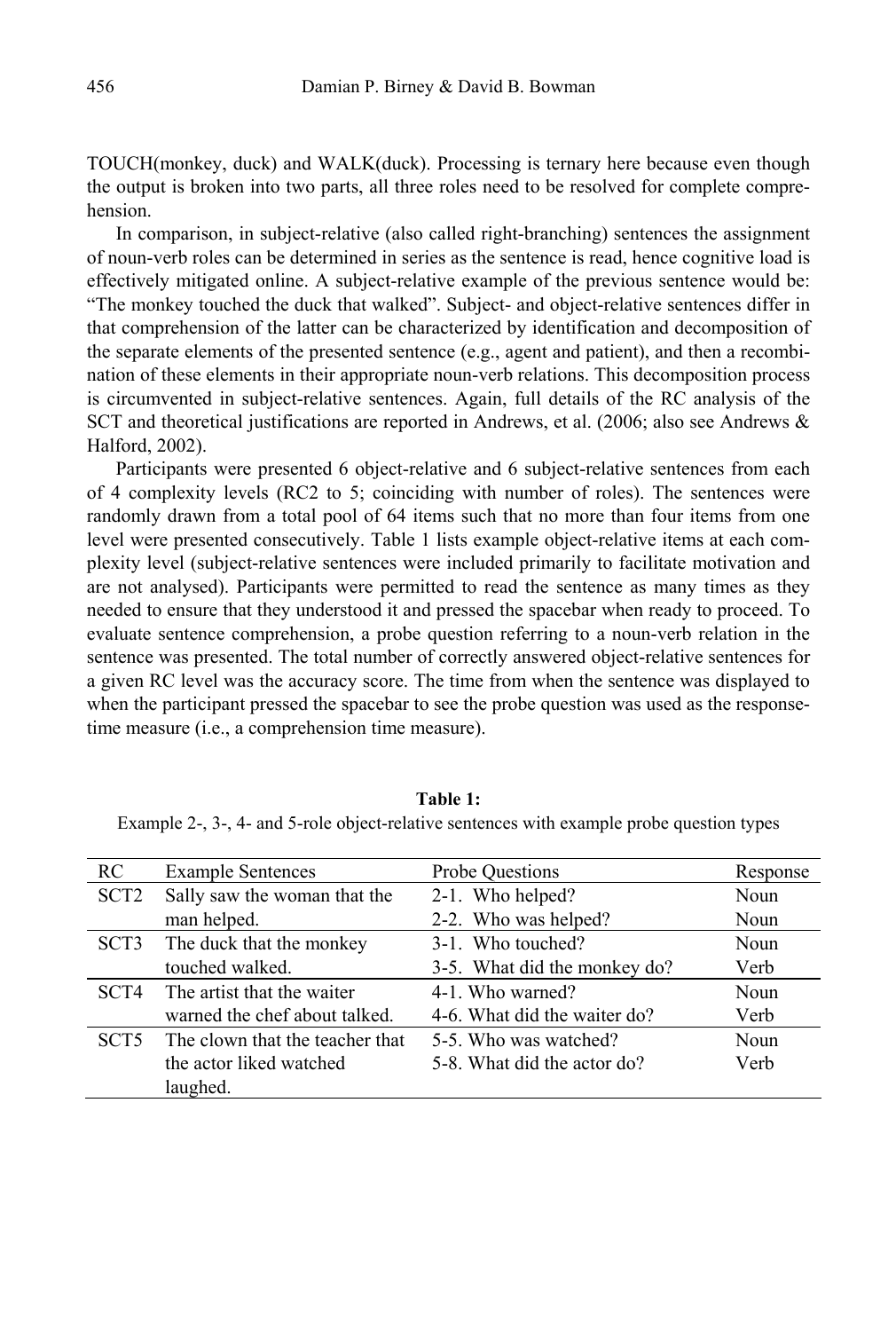TOUCH(monkey, duck) and WALK(duck). Processing is ternary here because even though the output is broken into two parts, all three roles need to be resolved for complete comprehension.

In comparison, in subject-relative (also called right-branching) sentences the assignment of noun-verb roles can be determined in series as the sentence is read, hence cognitive load is effectively mitigated online. A subject-relative example of the previous sentence would be: "The monkey touched the duck that walked". Subject- and object-relative sentences differ in that comprehension of the latter can be characterized by identification and decomposition of the separate elements of the presented sentence (e.g., agent and patient), and then a recombination of these elements in their appropriate noun-verb relations. This decomposition process is circumvented in subject-relative sentences. Again, full details of the RC analysis of the SCT and theoretical justifications are reported in Andrews, et al. (2006; also see Andrews & Halford, 2002).

Participants were presented 6 object-relative and 6 subject-relative sentences from each of 4 complexity levels (RC2 to 5; coinciding with number of roles). The sentences were randomly drawn from a total pool of 64 items such that no more than four items from one level were presented consecutively. Table 1 lists example object-relative items at each complexity level (subject-relative sentences were included primarily to facilitate motivation and are not analysed). Participants were permitted to read the sentence as many times as they needed to ensure that they understood it and pressed the spacebar when ready to proceed. To evaluate sentence comprehension, a probe question referring to a noun-verb relation in the sentence was presented. The total number of correctly answered object-relative sentences for a given RC level was the accuracy score. The time from when the sentence was displayed to when the participant pressed the spacebar to see the probe question was used as the response-time measure (i.e., a comprehension time measure).

**Table 1:**
Example 2-, 3-, 4- and 5-role object-relative sentences with example probe question types

| RC | Example Sentences | Probe Questions | Response |
|---|---|---|---|
| SCT2 | Sally saw the woman that the man helped. | 2-1. Who helped?<br>2-2. Who was helped? | Noun<br>Noun |
| SCT3 | The duck that the monkey touched walked. | 3-1. Who touched?<br>3-5. What did the monkey do? | Noun<br>Verb |
| SCT4 | The artist that the waiter warned the chef about talked. | 4-1. Who warned?<br>4-6. What did the waiter do? | Noun<br>Verb |
| SCT5 | The clown that the teacher that the actor liked watched laughed. | 5-5. Who was watched?<br>5-8. What did the actor do? | Noun<br>Verb |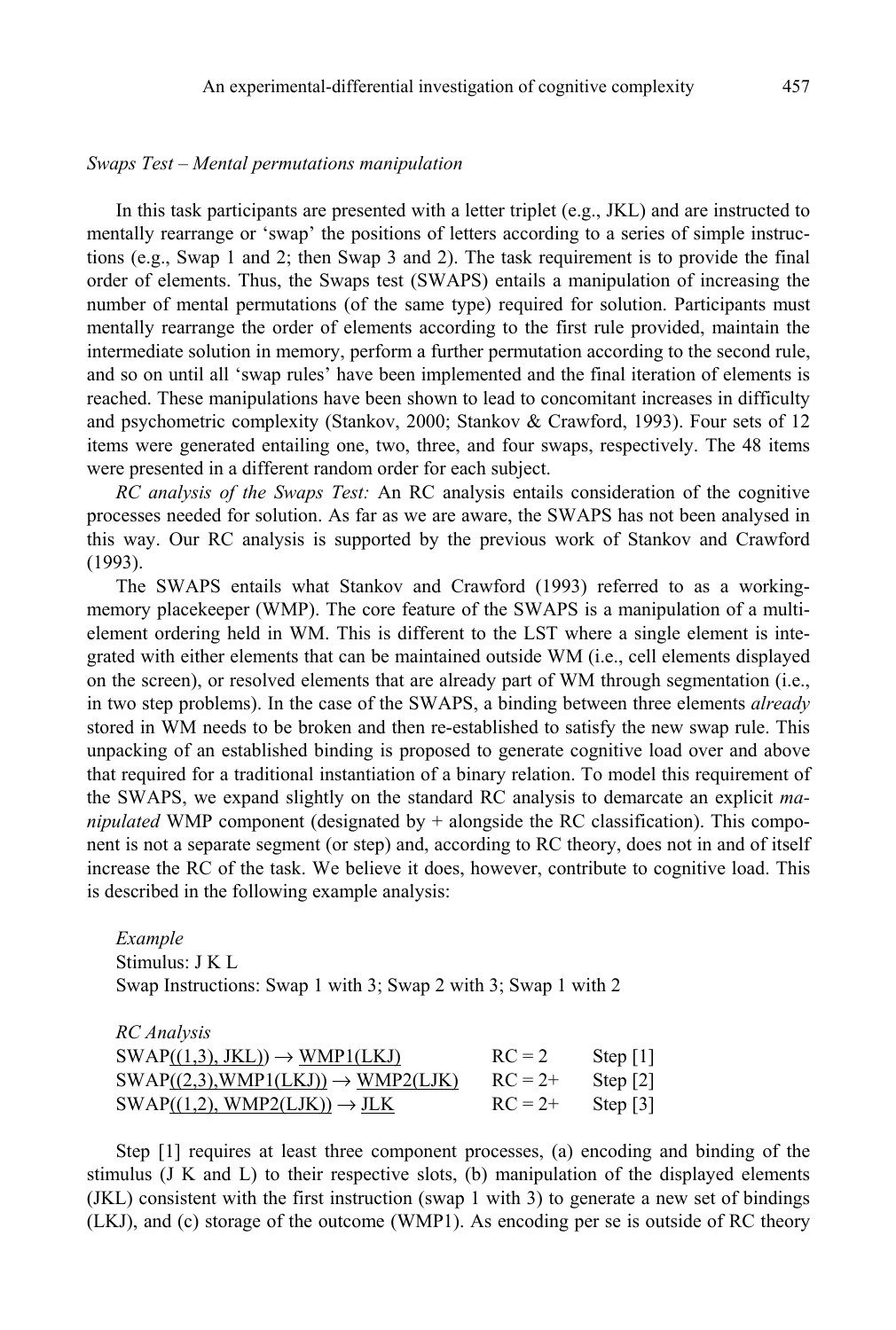*Swaps Test – Mental permutations manipulation*

In this task participants are presented with a letter triplet (e.g., JKL) and are instructed to mentally rearrange or 'swap' the positions of letters according to a series of simple instructions (e.g., Swap 1 and 2; then Swap 3 and 2). The task requirement is to provide the final order of elements. Thus, the Swaps test (SWAPS) entails a manipulation of increasing the number of mental permutations (of the same type) required for solution. Participants must mentally rearrange the order of elements according to the first rule provided, maintain the intermediate solution in memory, perform a further permutation according to the second rule, and so on until all 'swap rules' have been implemented and the final iteration of elements is reached. These manipulations have been shown to lead to concomitant increases in difficulty and psychometric complexity (Stankov, 2000; Stankov & Crawford, 1993). Four sets of 12 items were generated entailing one, two, three, and four swaps, respectively. The 48 items were presented in a different random order for each subject.

*RC analysis of the Swaps Test:* An RC analysis entails consideration of the cognitive processes needed for solution. As far as we are aware, the SWAPS has not been analysed in this way. Our RC analysis is supported by the previous work of Stankov and Crawford (1993).

The SWAPS entails what Stankov and Crawford (1993) referred to as a working-memory placekeeper (WMP). The core feature of the SWAPS is a manipulation of a multi-element ordering held in WM. This is different to the LST where a single element is integrated with either elements that can be maintained outside WM (i.e., cell elements displayed on the screen), or resolved elements that are already part of WM through segmentation (i.e., in two step problems). In the case of the SWAPS, a binding between three elements *already* stored in WM needs to be broken and then re-established to satisfy the new swap rule. This unpacking of an established binding is proposed to generate cognitive load over and above that required for a traditional instantiation of a binary relation. To model this requirement of the SWAPS, we expand slightly on the standard RC analysis to demarcate an explicit *manipulated* WMP component (designated by + alongside the RC classification). This component is not a separate segment (or step) and, according to RC theory, does not in and of itself increase the RC of the task. We believe it does, however, contribute to cognitive load. This is described in the following example analysis:

*Example*
Stimulus: J K L
Swap Instructions: Swap 1 with 3; Swap 2 with 3; Swap 1 with 2

*RC Analysis*

| | | |
|---|---|---|
| SWAP((1,3), JKL)) → WMP1(LKJ) | RC = 2 | Step [1] |
| SWAP((2,3),WMP1(LKJ)) → WMP2(LJK) | RC = 2+ | Step [2] |
| SWAP((1,2), WMP2(LJK)) → JLK | RC = 2+ | Step [3] |

Step [1] requires at least three component processes, (a) encoding and binding of the stimulus (J K and L) to their respective slots, (b) manipulation of the displayed elements (JKL) consistent with the first instruction (swap 1 with 3) to generate a new set of bindings (LKJ), and (c) storage of the outcome (WMP1). As encoding per se is outside of RC theory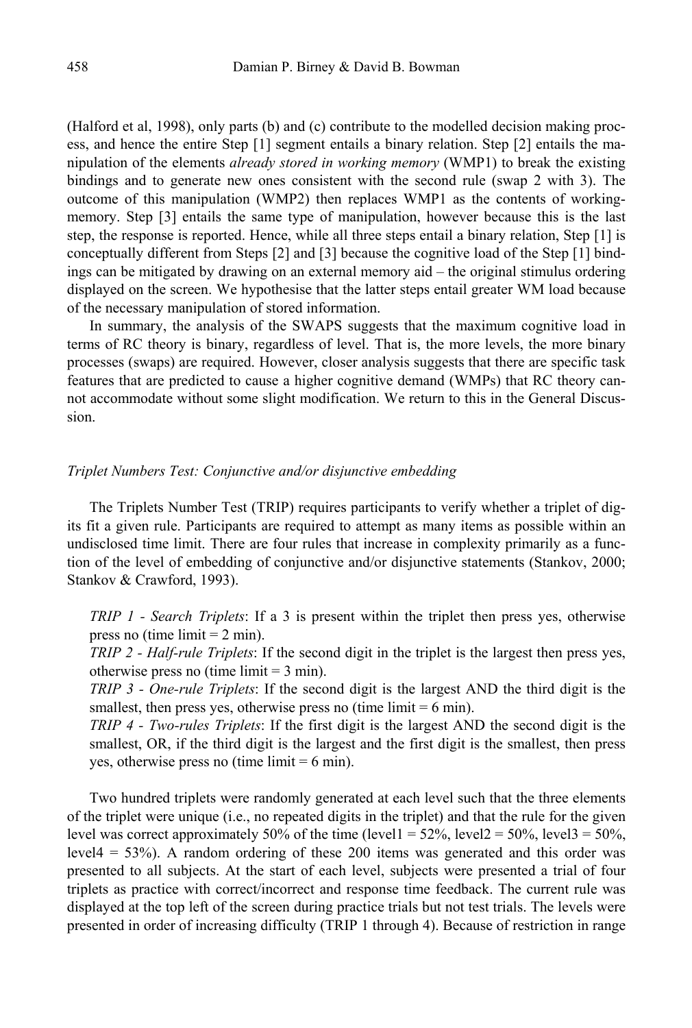(Halford et al, 1998), only parts (b) and (c) contribute to the modelled decision making process, and hence the entire Step [1] segment entails a binary relation. Step [2] entails the manipulation of the elements *already stored in working memory* (WMP1) to break the existing bindings and to generate new ones consistent with the second rule (swap 2 with 3). The outcome of this manipulation (WMP2) then replaces WMP1 as the contents of working-memory. Step [3] entails the same type of manipulation, however because this is the last step, the response is reported. Hence, while all three steps entail a binary relation, Step [1] is conceptually different from Steps [2] and [3] because the cognitive load of the Step [1] bindings can be mitigated by drawing on an external memory aid – the original stimulus ordering displayed on the screen. We hypothesise that the latter steps entail greater WM load because of the necessary manipulation of stored information.

In summary, the analysis of the SWAPS suggests that the maximum cognitive load in terms of RC theory is binary, regardless of level. That is, the more levels, the more binary processes (swaps) are required. However, closer analysis suggests that there are specific task features that are predicted to cause a higher cognitive demand (WMPs) that RC theory cannot accommodate without some slight modification. We return to this in the General Discussion.

### *Triplet Numbers Test: Conjunctive and/or disjunctive embedding*

The Triplets Number Test (TRIP) requires participants to verify whether a triplet of digits fit a given rule. Participants are required to attempt as many items as possible within an undisclosed time limit. There are four rules that increase in complexity primarily as a function of the level of embedding of conjunctive and/or disjunctive statements (Stankov, 2000; Stankov & Crawford, 1993).

*TRIP 1 - Search Triplets*: If a 3 is present within the triplet then press yes, otherwise press no (time limit = 2 min).
*TRIP 2 - Half-rule Triplets*: If the second digit in the triplet is the largest then press yes, otherwise press no (time limit = 3 min).
*TRIP 3 - One-rule Triplets*: If the second digit is the largest AND the third digit is the smallest, then press yes, otherwise press no (time limit = 6 min).
*TRIP 4 - Two-rules Triplets*: If the first digit is the largest AND the second digit is the smallest, OR, if the third digit is the largest and the first digit is the smallest, then press yes, otherwise press no (time limit = 6 min).

Two hundred triplets were randomly generated at each level such that the three elements of the triplet were unique (i.e., no repeated digits in the triplet) and that the rule for the given level was correct approximately 50% of the time (level1 = 52%, level2 = 50%, level3 = 50%, level4 = 53%). A random ordering of these 200 items was generated and this order was presented to all subjects. At the start of each level, subjects were presented a trial of four triplets as practice with correct/incorrect and response time feedback. The current rule was displayed at the top left of the screen during practice trials but not test trials. The levels were presented in order of increasing difficulty (TRIP 1 through 4). Because of restriction in range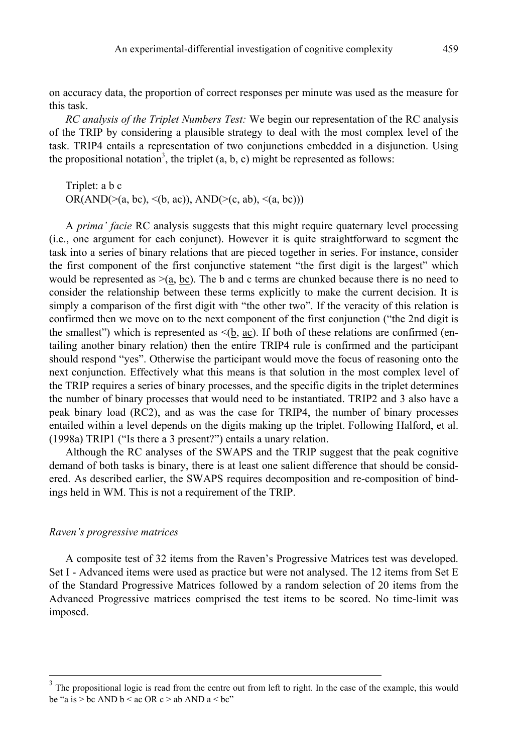on accuracy data, the proportion of correct responses per minute was used as the measure for this task.

*RC analysis of the Triplet Numbers Test:* We begin our representation of the RC analysis of the TRIP by considering a plausible strategy to deal with the most complex level of the task. TRIP4 entails a representation of two conjunctions embedded in a disjunction. Using the propositional notation[3], the triplet (a, b, c) might be represented as follows:

Triplet: a b c
OR(AND(>(a, bc), <(b, ac)), AND(>(c, ab), <(a, bc)))

A *prima' facie* RC analysis suggests that this might require quaternary level processing (i.e., one argument for each conjunct). However it is quite straightforward to segment the task into a series of binary relations that are pieced together in series. For instance, consider the first component of the first conjunctive statement "the first digit is the largest" which would be represented as >(<u>a</u>, <u>bc</u>). The b and c terms are chunked because there is no need to consider the relationship between these terms explicitly to make the current decision. It is simply a comparison of the first digit with "the other two". If the veracity of this relation is confirmed then we move on to the next component of the first conjunction ("the 2nd digit is the smallest") which is represented as <(<u>b</u>, <u>ac</u>). If both of these relations are confirmed (entailing another binary relation) then the entire TRIP4 rule is confirmed and the participant should respond "yes". Otherwise the participant would move the focus of reasoning onto the next conjunction. Effectively what this means is that solution in the most complex level of the TRIP requires a series of binary processes, and the specific digits in the triplet determines the number of binary processes that would need to be instantiated. TRIP2 and 3 also have a peak binary load (RC2), and as was the case for TRIP4, the number of binary processes entailed within a level depends on the digits making up the triplet. Following Halford, et al. (1998a) TRIP1 ("Is there a 3 present?") entails a unary relation.

Although the RC analyses of the SWAPS and the TRIP suggest that the peak cognitive demand of both tasks is binary, there is at least one salient difference that should be considered. As described earlier, the SWAPS requires decomposition and re-composition of bindings held in WM. This is not a requirement of the TRIP.

### *Raven's progressive matrices*

A composite test of 32 items from the Raven's Progressive Matrices test was developed. Set I - Advanced items were used as practice but were not analysed. The 12 items from Set E of the Standard Progressive Matrices followed by a random selection of 20 items from the Advanced Progressive matrices comprised the test items to be scored. No time-limit was imposed.

---

[3] The propositional logic is read from the centre out from left to right. In the case of the example, this would be "a is > bc AND b < ac OR c > ab AND a < bc"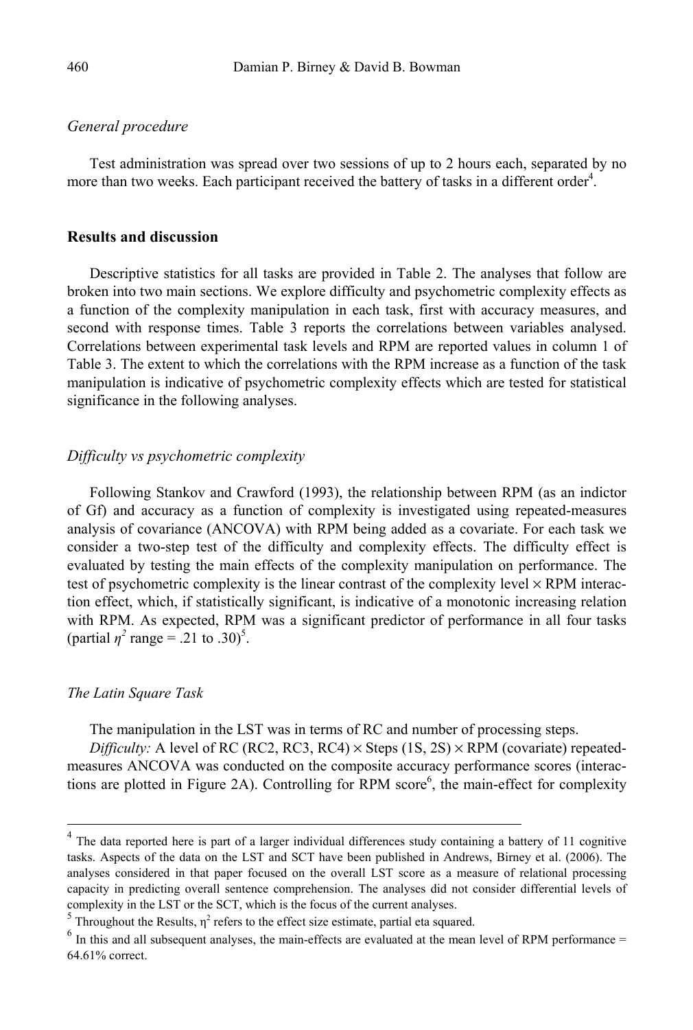*General procedure*

Test administration was spread over two sessions of up to 2 hours each, separated by no more than two weeks. Each participant received the battery of tasks in a different order[4].

## Results and discussion

Descriptive statistics for all tasks are provided in Table 2. The analyses that follow are broken into two main sections. We explore difficulty and psychometric complexity effects as a function of the complexity manipulation in each task, first with accuracy measures, and second with response times. Table 3 reports the correlations between variables analysed. Correlations between experimental task levels and RPM are reported values in column 1 of Table 3. The extent to which the correlations with the RPM increase as a function of the task manipulation is indicative of psychometric complexity effects which are tested for statistical significance in the following analyses.

*Difficulty vs psychometric complexity*

Following Stankov and Crawford (1993), the relationship between RPM (as an indictor of Gf) and accuracy as a function of complexity is investigated using repeated-measures analysis of covariance (ANCOVA) with RPM being added as a covariate. For each task we consider a two-step test of the difficulty and complexity effects. The difficulty effect is evaluated by testing the main effects of the complexity manipulation on performance. The test of psychometric complexity is the linear contrast of the complexity level × RPM interaction effect, which, if statistically significant, is indicative of a monotonic increasing relation with RPM. As expected, RPM was a significant predictor of performance in all four tasks (partial $\eta^2$ range = .21 to .30)[5].

*The Latin Square Task*

The manipulation in the LST was in terms of RC and number of processing steps.

*Difficulty:* A level of RC (RC2, RC3, RC4) × Steps (1S, 2S) × RPM (covariate) repeated-measures ANCOVA was conducted on the composite accuracy performance scores (interactions are plotted in Figure 2A). Controlling for RPM score[6], the main-effect for complexity

---

[4] The data reported here is part of a larger individual differences study containing a battery of 11 cognitive tasks. Aspects of the data on the LST and SCT have been published in Andrews, Birney et al. (2006). The analyses considered in that paper focused on the overall LST score as a measure of relational processing capacity in predicting overall sentence comprehension. The analyses did not consider differential levels of complexity in the LST or the SCT, which is the focus of the current analyses.

[5] Throughout the Results, $\eta^2$ refers to the effect size estimate, partial eta squared.

[6] In this and all subsequent analyses, the main-effects are evaluated at the mean level of RPM performance = 64.61% correct.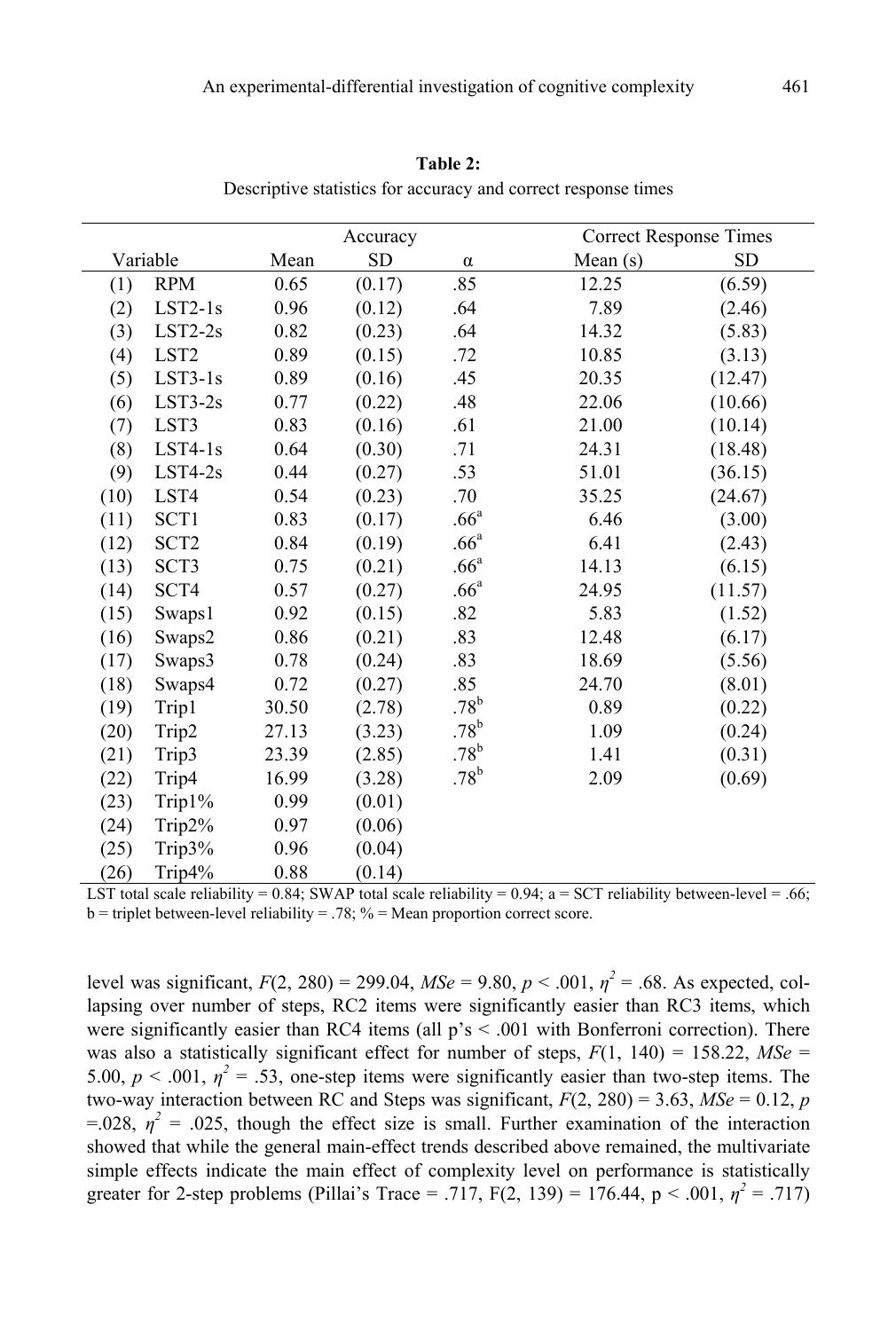**Table 2:**
Descriptive statistics for accuracy and correct response times

| Variable | | Accuracy | | | Correct Response Times | |
|---|---|---|---|---|---|---|
| | | Mean | SD | α | Mean (s) | SD |
| (1) | RPM | 0.65 | (0.17) | .85 | 12.25 | (6.59) |
| (2) | LST2-1s | 0.96 | (0.12) | .64 | 7.89 | (2.46) |
| (3) | LST2-2s | 0.82 | (0.23) | .64 | 14.32 | (5.83) |
| (4) | LST2 | 0.89 | (0.15) | .72 | 10.85 | (3.13) |
| (5) | LST3-1s | 0.89 | (0.16) | .45 | 20.35 | (12.47) |
| (6) | LST3-2s | 0.77 | (0.22) | .48 | 22.06 | (10.66) |
| (7) | LST3 | 0.83 | (0.16) | .61 | 21.00 | (10.14) |
| (8) | LST4-1s | 0.64 | (0.30) | .71 | 24.31 | (18.48) |
| (9) | LST4-2s | 0.44 | (0.27) | .53 | 51.01 | (36.15) |
| (10) | LST4 | 0.54 | (0.23) | .70 | 35.25 | (24.67) |
| (11) | SCT1 | 0.83 | (0.17) | .66[a] | 6.46 | (3.00) |
| (12) | SCT2 | 0.84 | (0.19) | .66[a] | 6.41 | (2.43) |
| (13) | SCT3 | 0.75 | (0.21) | .66[a] | 14.13 | (6.15) |
| (14) | SCT4 | 0.57 | (0.27) | .66[a] | 24.95 | (11.57) |
| (15) | Swaps1 | 0.92 | (0.15) | .82 | 5.83 | (1.52) |
| (16) | Swaps2 | 0.86 | (0.21) | .83 | 12.48 | (6.17) |
| (17) | Swaps3 | 0.78 | (0.24) | .83 | 18.69 | (5.56) |
| (18) | Swaps4 | 0.72 | (0.27) | .85 | 24.70 | (8.01) |
| (19) | Trip1 | 30.50 | (2.78) | .78[b] | 0.89 | (0.22) |
| (20) | Trip2 | 27.13 | (3.23) | .78[b] | 1.09 | (0.24) |
| (21) | Trip3 | 23.39 | (2.85) | .78[b] | 1.41 | (0.31) |
| (22) | Trip4 | 16.99 | (3.28) | .78[b] | 2.09 | (0.69) |
| (23) | Trip1% | 0.99 | (0.01) | | | |
| (24) | Trip2% | 0.97 | (0.06) | | | |
| (25) | Trip3% | 0.96 | (0.04) | | | |
| (26) | Trip4% | 0.88 | (0.14) | | | |

LST total scale reliability = 0.84; SWAP total scale reliability = 0.94; a = SCT reliability between-level = .66; b = triplet between-level reliability = .78; % = Mean proportion correct score.

level was significant, $F(2, 280) = 299.04$, $MSe = 9.80$, $p < .001$, $\eta^2 = .68$. As expected, collapsing over number of steps, RC2 items were significantly easier than RC3 items, which were significantly easier than RC4 items (all p's < .001 with Bonferroni correction). There was also a statistically significant effect for number of steps, $F(1, 140) = 158.22$, $MSe = 5.00$, $p < .001$, $\eta^2 = .53$, one-step items were significantly easier than two-step items. The two-way interaction between RC and Steps was significant, $F(2, 280) = 3.63$, $MSe = 0.12$, $p = .028$, $\eta^2 = .025$, though the effect size is small. Further examination of the interaction showed that while the general main-effect trends described above remained, the multivariate simple effects indicate the main effect of complexity level on performance is statistically greater for 2-step problems (Pillai's Trace = .717, $F(2, 139) = 176.44$, $p < .001$, $\eta^2 = .717$)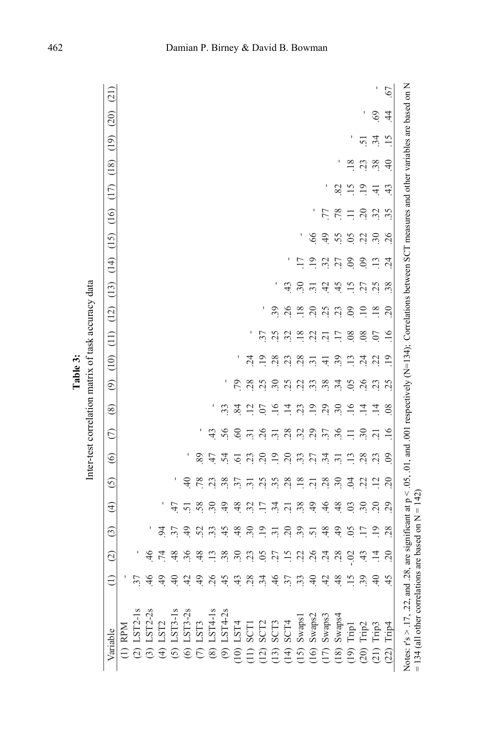**Table 3:**
Inter-test correlation matrix of task accuracy data

| Variable | (1) | (2) | (3) | (4) | (5) | (6) | (7) | (8) | (9) | (10) | (11) | (12) | (13) | (14) | (15) | (16) | (17) | (18) | (19) | (20) | (21) |
|---|---|---|---|---|---|---|---|---|---|---|---|---|---|---|---|---|---|---|---|---|---|
| (1) RPM | - | | | | | | | | | | | | | | | | | | | | |
| (2) LST2-1s | .37 | - | | | | | | | | | | | | | | | | | | | |
| (3) LST2-2s | .46 | .46 | - | | | | | | | | | | | | | | | | | | |
| (4) LST2 | .49 | .74 | .94 | - | | | | | | | | | | | | | | | | | |
| (5) LST3-1s | .40 | .48 | .37 | .47 | - | | | | | | | | | | | | | | | | |
| (6) LST3-2s | .42 | .36 | .49 | .51 | .40 | - | | | | | | | | | | | | | | | |
| (7) LST3 | .49 | .48 | .52 | .58 | .78 | .89 | - | | | | | | | | | | | | | | |
| (8) LST4-1s | .26 | .13 | .33 | .30 | .23 | .47 | .43 | - | | | | | | | | | | | | | |
| (9) LST4-2s | .45 | .38 | .45 | .49 | .38 | .54 | .56 | .33 | - | | | | | | | | | | | | |
| (10) LST4 | .43 | .30 | .48 | .48 | .37 | .61 | .60 | .84 | .79 | - | | | | | | | | | | | |
| (11) SCT1 | .28 | .23 | .30 | .32 | .31 | .23 | .31 | .12 | .28 | .24 | - | | | | | | | | | | |
| (12) SCT2 | .34 | .05 | .19 | .17 | .25 | .20 | .26 | .07 | .25 | .19 | .37 | - | | | | | | | | | |
| (13) SCT3 | .46 | .27 | .31 | .34 | .35 | .19 | .31 | .16 | .30 | .28 | .25 | .39 | - | | | | | | | | |
| (14) SCT4 | .37 | .15 | .20 | .21 | .28 | .20 | .28 | .14 | .25 | .23 | .32 | .26 | .43 | - | | | | | | | |
| (15) Swaps1 | .33 | .22 | .39 | .38 | .18 | .33 | .32 | .23 | .22 | .28 | .18 | .18 | .30 | .17 | - | | | | | | |
| (16) Swaps2 | .40 | .26 | .51 | .49 | .21 | .27 | .29 | .19 | .33 | .31 | .22 | .20 | .31 | .19 | .66 | - | | | | | |
| (17) Swaps3 | .42 | .24 | .48 | .46 | .28 | .34 | .37 | .29 | .38 | .41 | .21 | .25 | .42 | .32 | .49 | .77 | - | | | | |
| (18) Swaps4 | .48 | .28 | .49 | .48 | .30 | .31 | .36 | .30 | .34 | .39 | .17 | .23 | .45 | .27 | .55 | .78 | .82 | - | | | |
| (19) Trip1 | .15 | -.02 | .05 | .03 | .04 | .13 | .11 | .16 | .05 | .13 | .08 | .09 | .15 | .09 | .05 | .11 | .15 | .18 | - | | |
| (20) Trip2 | .39 | .43 | .17 | .30 | .22 | .28 | .30 | .14 | .26 | .24 | .08 | .10 | .27 | .09 | .22 | .20 | .19 | .23 | .51 | - | |
| (21) Trip3 | .40 | .14 | .19 | .20 | .12 | .23 | .21 | .14 | .23 | .22 | .07 | .18 | .25 | .13 | .30 | .32 | .41 | .38 | .34 | .69 | - |
| (22) Trip4 | .45 | .20 | .28 | .29 | .20 | .09 | .16 | .08 | .25 | .19 | .16 | .20 | .38 | .24 | .26 | .35 | .43 | .40 | .15 | .44 | .67 |

Notes: r's > .17, .22, and .28, are significant at $p < .05$, .01, and .001 respectively (N=134); Correlations between SCT measures and other variables are based on N = 134 (all other correlations are based on N = 142)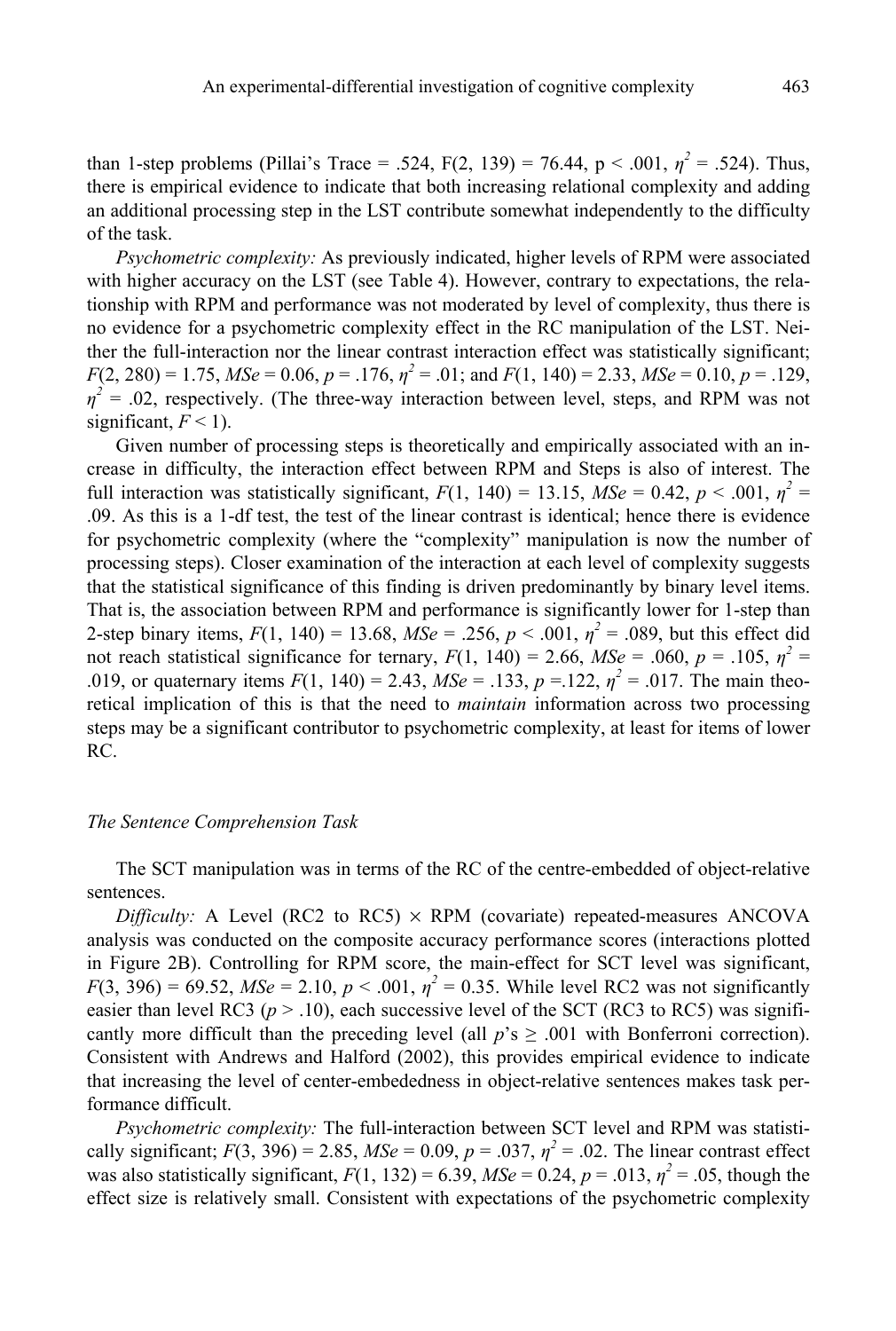than 1-step problems (Pillai's Trace = .524, $F(2, 139) = 76.44$, $p < .001$, $\eta^2 = .524$). Thus, there is empirical evidence to indicate that both increasing relational complexity and adding an additional processing step in the LST contribute somewhat independently to the difficulty of the task.

*Psychometric complexity:* As previously indicated, higher levels of RPM were associated with higher accuracy on the LST (see Table 4). However, contrary to expectations, the relationship with RPM and performance was not moderated by level of complexity, thus there is no evidence for a psychometric complexity effect in the RC manipulation of the LST. Neither the full-interaction nor the linear contrast interaction effect was statistically significant; $F(2, 280) = 1.75$, $MSe = 0.06$, $p = .176$, $\eta^2 = .01$; and $F(1, 140) = 2.33$, $MSe = 0.10$, $p = .129$, $\eta^2 = .02$, respectively. (The three-way interaction between level, steps, and RPM was not significant, $F < 1$).

Given number of processing steps is theoretically and empirically associated with an increase in difficulty, the interaction effect between RPM and Steps is also of interest. The full interaction was statistically significant, $F(1, 140) = 13.15$, $MSe = 0.42$, $p < .001$, $\eta^2 = .09$. As this is a 1-df test, the test of the linear contrast is identical; hence there is evidence for psychometric complexity (where the "complexity" manipulation is now the number of processing steps). Closer examination of the interaction at each level of complexity suggests that the statistical significance of this finding is driven predominantly by binary level items. That is, the association between RPM and performance is significantly lower for 1-step than 2-step binary items, $F(1, 140) = 13.68$, $MSe = .256$, $p < .001$, $\eta^2 = .089$, but this effect did not reach statistical significance for ternary, $F(1, 140) = 2.66$, $MSe = .060$, $p = .105$, $\eta^2 = .019$, or quaternary items $F(1, 140) = 2.43$, $MSe = .133$, $p = .122$, $\eta^2 = .017$. The main theoretical implication of this is that the need to *maintain* information across two processing steps may be a significant contributor to psychometric complexity, at least for items of lower RC.

### *The Sentence Comprehension Task*

The SCT manipulation was in terms of the RC of the centre-embedded of object-relative sentences.

*Difficulty:* A Level (RC2 to RC5) × RPM (covariate) repeated-measures ANCOVA analysis was conducted on the composite accuracy performance scores (interactions plotted in Figure 2B). Controlling for RPM score, the main-effect for SCT level was significant, $F(3, 396) = 69.52$, $MSe = 2.10$, $p < .001$, $\eta^2 = 0.35$. While level RC2 was not significantly easier than level RC3 ($p > .10$), each successive level of the SCT (RC3 to RC5) was significantly more difficult than the preceding level (all $p$'s $\geq .001$ with Bonferroni correction). Consistent with Andrews and Halford (2002), this provides empirical evidence to indicate that increasing the level of center-embededness in object-relative sentences makes task performance difficult.

*Psychometric complexity:* The full-interaction between SCT level and RPM was statistically significant; $F(3, 396) = 2.85$, $MSe = 0.09$, $p = .037$, $\eta^2 = .02$. The linear contrast effect was also statistically significant, $F(1, 132) = 6.39$, $MSe = 0.24$, $p = .013$, $\eta^2 = .05$, though the effect size is relatively small. Consistent with expectations of the psychometric complexity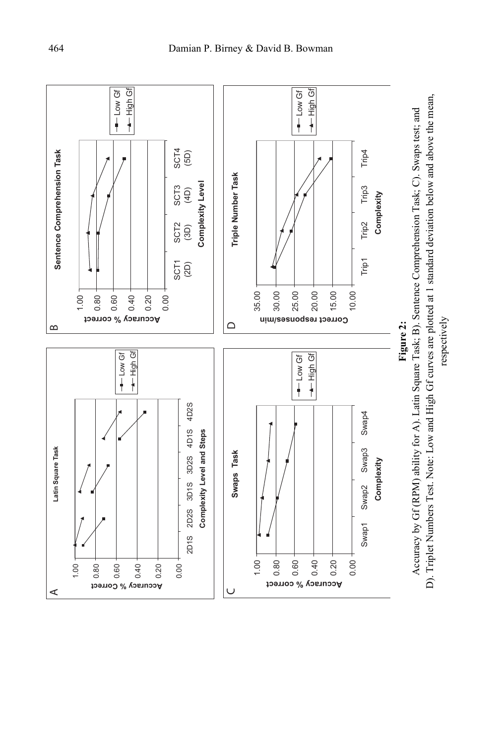**Figure 2:**
Accuracy by Gf (RPM) ability for A). Latin Square Task; B). Sentence Comprehension Task; C). Swaps test; and D). Triplet Numbers Test. Note: Low and High Gf curves are plotted at 1 standard deviation below and above the mean, respectively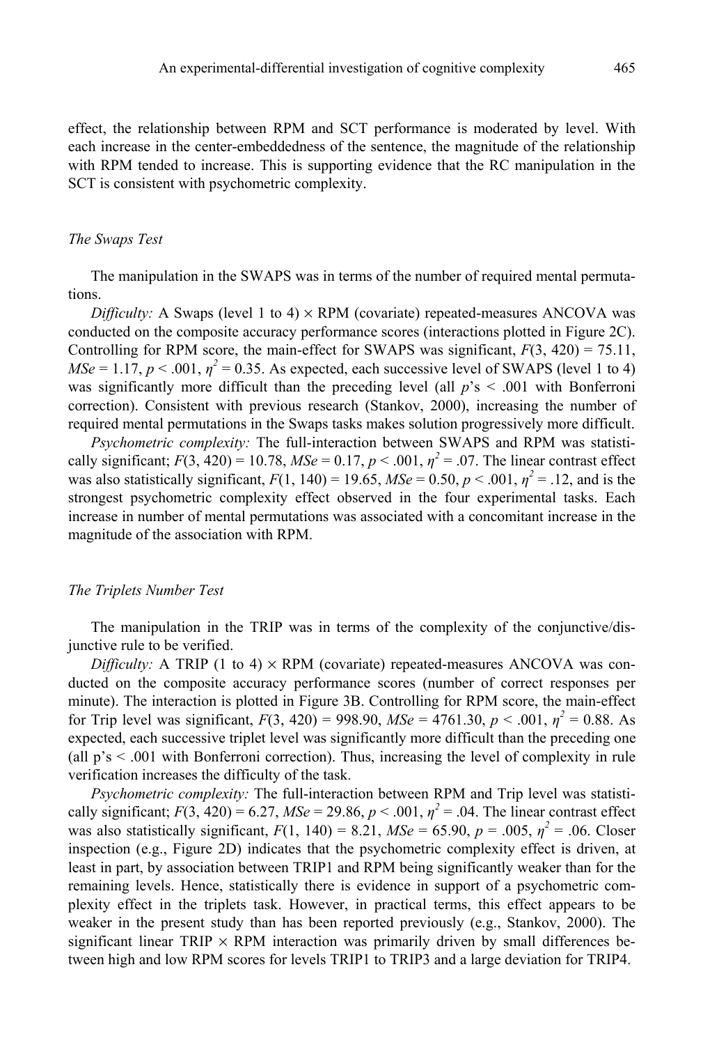effect, the relationship between RPM and SCT performance is moderated by level. With each increase in the center-embeddedness of the sentence, the magnitude of the relationship with RPM tended to increase. This is supporting evidence that the RC manipulation in the SCT is consistent with psychometric complexity.

### *The Swaps Test*

The manipulation in the SWAPS was in terms of the number of required mental permutations.

*Difficulty:* A Swaps (level 1 to 4) × RPM (covariate) repeated-measures ANCOVA was conducted on the composite accuracy performance scores (interactions plotted in Figure 2C). Controlling for RPM score, the main-effect for SWAPS was significant, $F(3, 420) = 75.11$, $MSe = 1.17$, $p < .001$, $\eta^2 = 0.35$. As expected, each successive level of SWAPS (level 1 to 4) was significantly more difficult than the preceding level (all $p$'s $< .001$ with Bonferroni correction). Consistent with previous research (Stankov, 2000), increasing the number of required mental permutations in the Swaps tasks makes solution progressively more difficult.

*Psychometric complexity:* The full-interaction between SWAPS and RPM was statistically significant; $F(3, 420) = 10.78$, $MSe = 0.17$, $p < .001$, $\eta^2 = .07$. The linear contrast effect was also statistically significant, $F(1, 140) = 19.65$, $MSe = 0.50$, $p < .001$, $\eta^2 = .12$, and is the strongest psychometric complexity effect observed in the four experimental tasks. Each increase in number of mental permutations was associated with a concomitant increase in the magnitude of the association with RPM.

### *The Triplets Number Test*

The manipulation in the TRIP was in terms of the complexity of the conjunctive/disjunctive rule to be verified.

*Difficulty:* A TRIP (1 to 4) × RPM (covariate) repeated-measures ANCOVA was conducted on the composite accuracy performance scores (number of correct responses per minute). The interaction is plotted in Figure 3B. Controlling for RPM score, the main-effect for Trip level was significant, $F(3, 420) = 998.90$, $MSe = 4761.30$, $p < .001$, $\eta^2 = 0.88$. As expected, each successive triplet level was significantly more difficult than the preceding one (all p's $< .001$ with Bonferroni correction). Thus, increasing the level of complexity in rule verification increases the difficulty of the task.

*Psychometric complexity:* The full-interaction between RPM and Trip level was statistically significant; $F(3, 420) = 6.27$, $MSe = 29.86$, $p < .001$, $\eta^2 = .04$. The linear contrast effect was also statistically significant, $F(1, 140) = 8.21$, $MSe = 65.90$, $p = .005$, $\eta^2 = .06$. Closer inspection (e.g., Figure 2D) indicates that the psychometric complexity effect is driven, at least in part, by association between TRIP1 and RPM being significantly weaker than for the remaining levels. Hence, statistically there is evidence in support of a psychometric complexity effect in the triplets task. However, in practical terms, this effect appears to be weaker in the present study than has been reported previously (e.g., Stankov, 2000). The significant linear TRIP × RPM interaction was primarily driven by small differences between high and low RPM scores for levels TRIP1 to TRIP3 and a large deviation for TRIP4.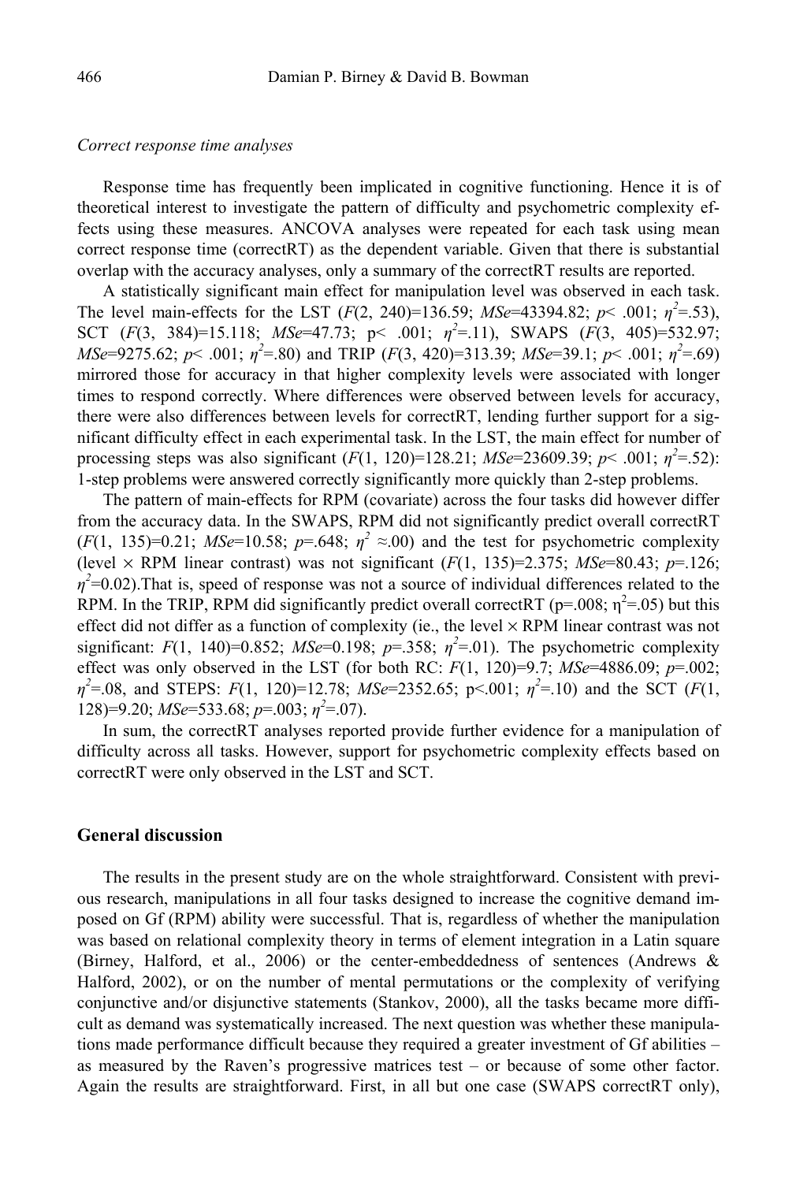*Correct response time analyses*

Response time has frequently been implicated in cognitive functioning. Hence it is of theoretical interest to investigate the pattern of difficulty and psychometric complexity effects using these measures. ANCOVA analyses were repeated for each task using mean correct response time (correctRT) as the dependent variable. Given that there is substantial overlap with the accuracy analyses, only a summary of the correctRT results are reported.

A statistically significant main effect for manipulation level was observed in each task. The level main-effects for the LST ($F$(2, 240)=136.59; $MSe$=43394.82; $p$< .001; $\eta^2$=.53), SCT ($F$(3, 384)=15.118; $MSe$=47.73; p< .001; $\eta^2$=.11), SWAPS ($F$(3, 405)=532.97; $MSe$=9275.62; $p$< .001; $\eta^2$=.80) and TRIP ($F$(3, 420)=313.39; $MSe$=39.1; $p$< .001; $\eta^2$=.69) mirrored those for accuracy in that higher complexity levels were associated with longer times to respond correctly. Where differences were observed between levels for accuracy, there were also differences between levels for correctRT, lending further support for a significant difficulty effect in each experimental task. In the LST, the main effect for number of processing steps was also significant ($F$(1, 120)=128.21; $MSe$=23609.39; $p$< .001; $\eta^2$=.52): 1-step problems were answered correctly significantly more quickly than 2-step problems.

The pattern of main-effects for RPM (covariate) across the four tasks did however differ from the accuracy data. In the SWAPS, RPM did not significantly predict overall correctRT ($F$(1, 135)=0.21; $MSe$=10.58; $p$=.648; $\eta^2$ ≈.00) and the test for psychometric complexity (level × RPM linear contrast) was not significant ($F$(1, 135)=2.375; $MSe$=80.43; $p$=.126; $\eta^2$=0.02).That is, speed of response was not a source of individual differences related to the RPM. In the TRIP, RPM did significantly predict overall correctRT (p=.008; $\eta^2$=.05) but this effect did not differ as a function of complexity (ie., the level × RPM linear contrast was not significant: $F$(1, 140)=0.852; $MSe$=0.198; $p$=.358; $\eta^2$=.01). The psychometric complexity effect was only observed in the LST (for both RC: $F$(1, 120)=9.7; $MSe$=4886.09; $p$=.002; $\eta^2$=.08, and STEPS: $F$(1, 120)=12.78; $MSe$=2352.65; p<.001; $\eta^2$=.10) and the SCT ($F$(1, 128)=9.20; $MSe$=533.68; $p$=.003; $\eta^2$=.07).

In sum, the correctRT analyses reported provide further evidence for a manipulation of difficulty across all tasks. However, support for psychometric complexity effects based on correctRT were only observed in the LST and SCT.

## General discussion

The results in the present study are on the whole straightforward. Consistent with previous research, manipulations in all four tasks designed to increase the cognitive demand imposed on Gf (RPM) ability were successful. That is, regardless of whether the manipulation was based on relational complexity theory in terms of element integration in a Latin square (Birney, Halford, et al., 2006) or the center-embeddedness of sentences (Andrews & Halford, 2002), or on the number of mental permutations or the complexity of verifying conjunctive and/or disjunctive statements (Stankov, 2000), all the tasks became more difficult as demand was systematically increased. The next question was whether these manipulations made performance difficult because they required a greater investment of Gf abilities – as measured by the Raven's progressive matrices test – or because of some other factor. Again the results are straightforward. First, in all but one case (SWAPS correctRT only),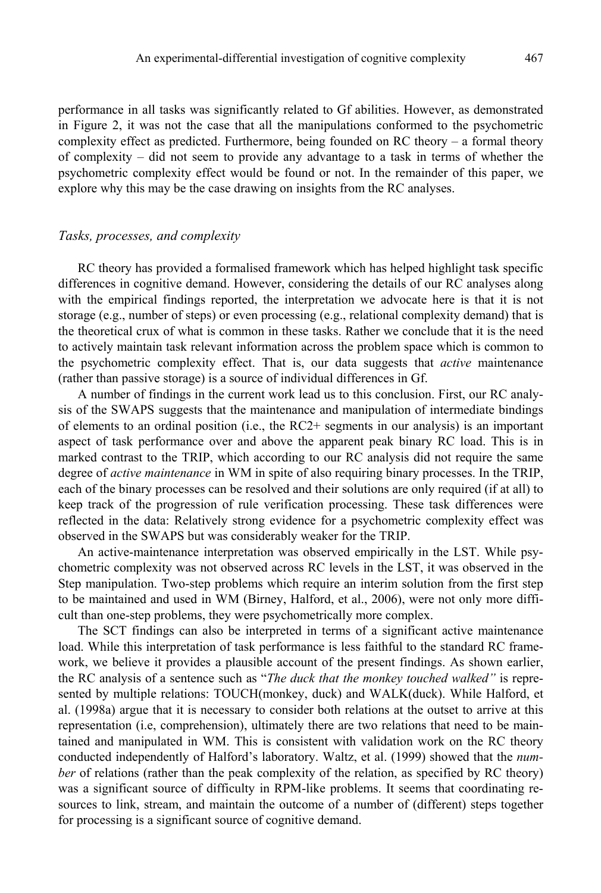performance in all tasks was significantly related to Gf abilities. However, as demonstrated in Figure 2, it was not the case that all the manipulations conformed to the psychometric complexity effect as predicted. Furthermore, being founded on RC theory – a formal theory of complexity – did not seem to provide any advantage to a task in terms of whether the psychometric complexity effect would be found or not. In the remainder of this paper, we explore why this may be the case drawing on insights from the RC analyses.

### *Tasks, processes, and complexity*

RC theory has provided a formalised framework which has helped highlight task specific differences in cognitive demand. However, considering the details of our RC analyses along with the empirical findings reported, the interpretation we advocate here is that it is not storage (e.g., number of steps) or even processing (e.g., relational complexity demand) that is the theoretical crux of what is common in these tasks. Rather we conclude that it is the need to actively maintain task relevant information across the problem space which is common to the psychometric complexity effect. That is, our data suggests that *active* maintenance (rather than passive storage) is a source of individual differences in Gf.

A number of findings in the current work lead us to this conclusion. First, our RC analysis of the SWAPS suggests that the maintenance and manipulation of intermediate bindings of elements to an ordinal position (i.e., the RC2+ segments in our analysis) is an important aspect of task performance over and above the apparent peak binary RC load. This is in marked contrast to the TRIP, which according to our RC analysis did not require the same degree of *active maintenance* in WM in spite of also requiring binary processes. In the TRIP, each of the binary processes can be resolved and their solutions are only required (if at all) to keep track of the progression of rule verification processing. These task differences were reflected in the data: Relatively strong evidence for a psychometric complexity effect was observed in the SWAPS but was considerably weaker for the TRIP.

An active-maintenance interpretation was observed empirically in the LST. While psychometric complexity was not observed across RC levels in the LST, it was observed in the Step manipulation. Two-step problems which require an interim solution from the first step to be maintained and used in WM (Birney, Halford, et al., 2006), were not only more difficult than one-step problems, they were psychometrically more complex.

The SCT findings can also be interpreted in terms of a significant active maintenance load. While this interpretation of task performance is less faithful to the standard RC framework, we believe it provides a plausible account of the present findings. As shown earlier, the RC analysis of a sentence such as "*The duck that the monkey touched walked"* is represented by multiple relations: TOUCH(monkey, duck) and WALK(duck). While Halford, et al. (1998a) argue that it is necessary to consider both relations at the outset to arrive at this representation (i.e, comprehension), ultimately there are two relations that need to be maintained and manipulated in WM. This is consistent with validation work on the RC theory conducted independently of Halford's laboratory. Waltz, et al. (1999) showed that the *number* of relations (rather than the peak complexity of the relation, as specified by RC theory) was a significant source of difficulty in RPM-like problems. It seems that coordinating resources to link, stream, and maintain the outcome of a number of (different) steps together for processing is a significant source of cognitive demand.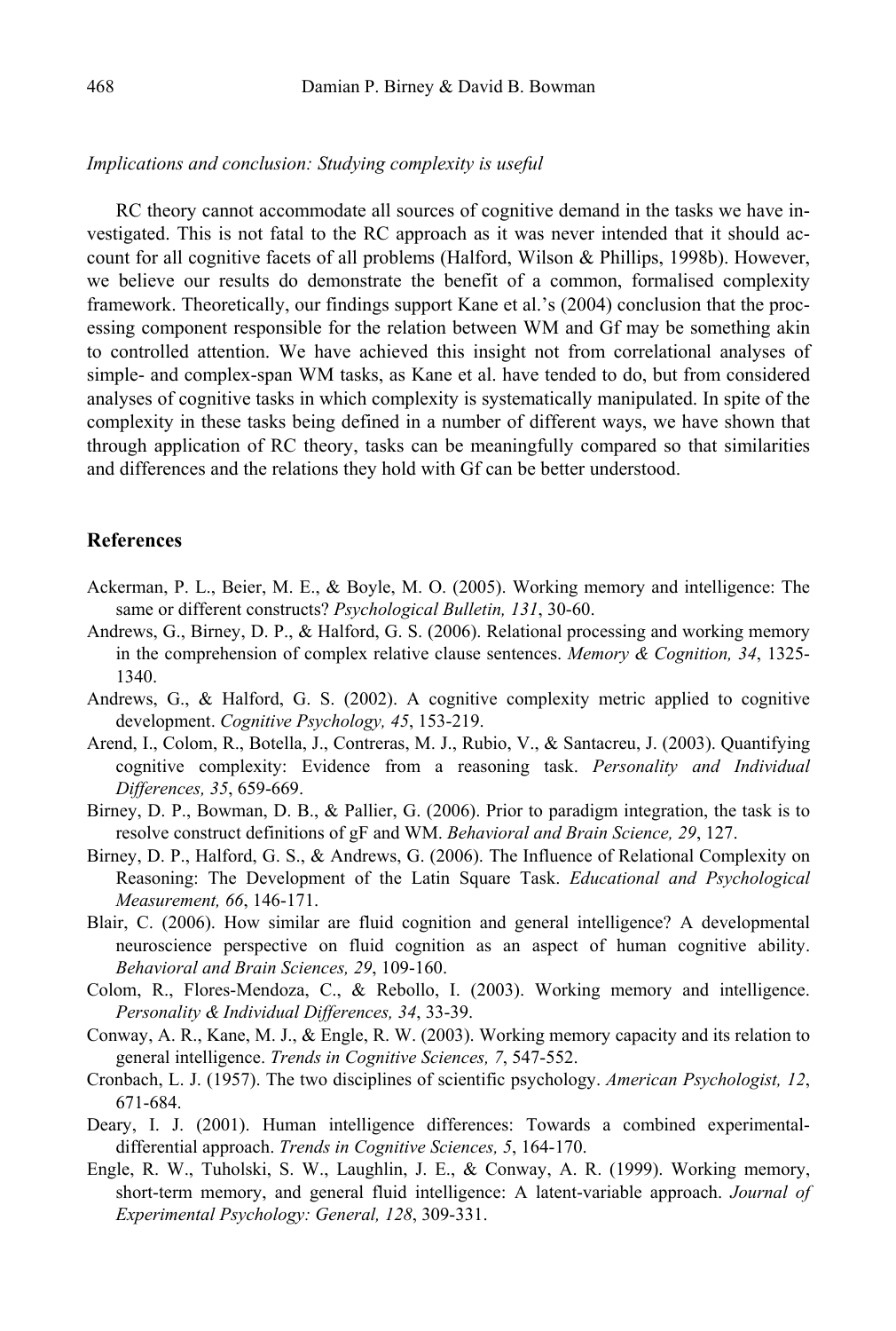*Implications and conclusion: Studying complexity is useful*

RC theory cannot accommodate all sources of cognitive demand in the tasks we have investigated. This is not fatal to the RC approach as it was never intended that it should account for all cognitive facets of all problems (Halford, Wilson & Phillips, 1998b). However, we believe our results do demonstrate the benefit of a common, formalised complexity framework. Theoretically, our findings support Kane et al.'s (2004) conclusion that the processing component responsible for the relation between WM and Gf may be something akin to controlled attention. We have achieved this insight not from correlational analyses of simple- and complex-span WM tasks, as Kane et al. have tended to do, but from considered analyses of cognitive tasks in which complexity is systematically manipulated. In spite of the complexity in these tasks being defined in a number of different ways, we have shown that through application of RC theory, tasks can be meaningfully compared so that similarities and differences and the relations they hold with Gf can be better understood.

## References

Ackerman, P. L., Beier, M. E., & Boyle, M. O. (2005). Working memory and intelligence: The same or different constructs? *Psychological Bulletin, 131*, 30-60.

Andrews, G., Birney, D. P., & Halford, G. S. (2006). Relational processing and working memory in the comprehension of complex relative clause sentences. *Memory & Cognition, 34*, 1325-1340.

Andrews, G., & Halford, G. S. (2002). A cognitive complexity metric applied to cognitive development. *Cognitive Psychology, 45*, 153-219.

Arend, I., Colom, R., Botella, J., Contreras, M. J., Rubio, V., & Santacreu, J. (2003). Quantifying cognitive complexity: Evidence from a reasoning task. *Personality and Individual Differences, 35*, 659-669.

Birney, D. P., Bowman, D. B., & Pallier, G. (2006). Prior to paradigm integration, the task is to resolve construct definitions of gF and WM. *Behavioral and Brain Science, 29*, 127.

Birney, D. P., Halford, G. S., & Andrews, G. (2006). The Influence of Relational Complexity on Reasoning: The Development of the Latin Square Task. *Educational and Psychological Measurement, 66*, 146-171.

Blair, C. (2006). How similar are fluid cognition and general intelligence? A developmental neuroscience perspective on fluid cognition as an aspect of human cognitive ability. *Behavioral and Brain Sciences, 29*, 109-160.

Colom, R., Flores-Mendoza, C., & Rebollo, I. (2003). Working memory and intelligence. *Personality & Individual Differences, 34*, 33-39.

Conway, A. R., Kane, M. J., & Engle, R. W. (2003). Working memory capacity and its relation to general intelligence. *Trends in Cognitive Sciences, 7*, 547-552.

Cronbach, L. J. (1957). The two disciplines of scientific psychology. *American Psychologist, 12*, 671-684.

Deary, I. J. (2001). Human intelligence differences: Towards a combined experimental-differential approach. *Trends in Cognitive Sciences, 5*, 164-170.

Engle, R. W., Tuholski, S. W., Laughlin, J. E., & Conway, A. R. (1999). Working memory, short-term memory, and general fluid intelligence: A latent-variable approach. *Journal of Experimental Psychology: General, 128*, 309-331.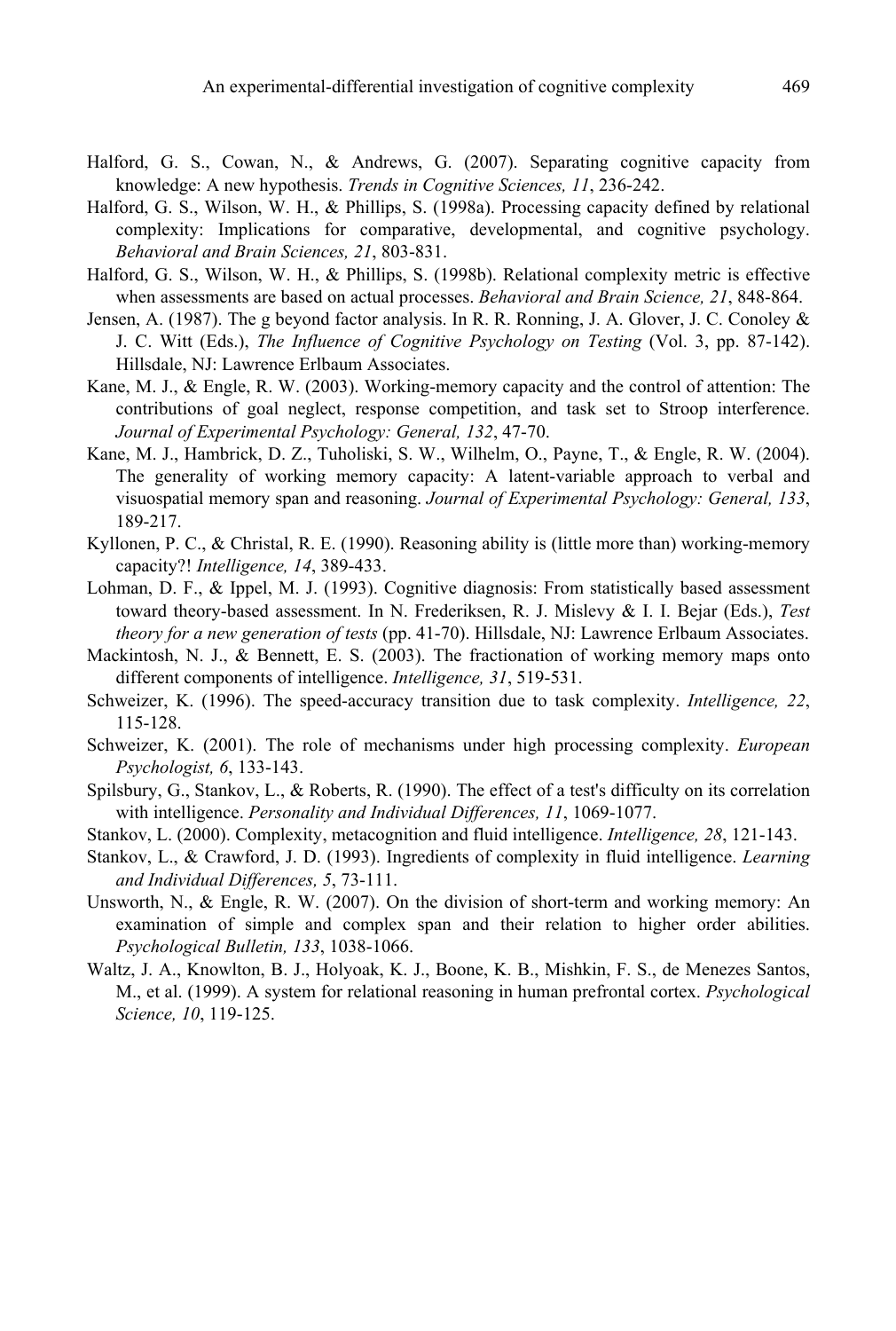Halford, G. S., Cowan, N., & Andrews, G. (2007). Separating cognitive capacity from knowledge: A new hypothesis. *Trends in Cognitive Sciences, 11*, 236-242.

Halford, G. S., Wilson, W. H., & Phillips, S. (1998a). Processing capacity defined by relational complexity: Implications for comparative, developmental, and cognitive psychology. *Behavioral and Brain Sciences, 21*, 803-831.

Halford, G. S., Wilson, W. H., & Phillips, S. (1998b). Relational complexity metric is effective when assessments are based on actual processes. *Behavioral and Brain Science, 21*, 848-864.

Jensen, A. (1987). The g beyond factor analysis. In R. R. Ronning, J. A. Glover, J. C. Conoley & J. C. Witt (Eds.), *The Influence of Cognitive Psychology on Testing* (Vol. 3, pp. 87-142). Hillsdale, NJ: Lawrence Erlbaum Associates.

Kane, M. J., & Engle, R. W. (2003). Working-memory capacity and the control of attention: The contributions of goal neglect, response competition, and task set to Stroop interference. *Journal of Experimental Psychology: General, 132*, 47-70.

Kane, M. J., Hambrick, D. Z., Tuholiski, S. W., Wilhelm, O., Payne, T., & Engle, R. W. (2004). The generality of working memory capacity: A latent-variable approach to verbal and visuospatial memory span and reasoning. *Journal of Experimental Psychology: General, 133*, 189-217.

Kyllonen, P. C., & Christal, R. E. (1990). Reasoning ability is (little more than) working-memory capacity?! *Intelligence, 14*, 389-433.

Lohman, D. F., & Ippel, M. J. (1993). Cognitive diagnosis: From statistically based assessment toward theory-based assessment. In N. Frederiksen, R. J. Mislevy & I. I. Bejar (Eds.), *Test theory for a new generation of tests* (pp. 41-70). Hillsdale, NJ: Lawrence Erlbaum Associates.

Mackintosh, N. J., & Bennett, E. S. (2003). The fractionation of working memory maps onto different components of intelligence. *Intelligence, 31*, 519-531.

Schweizer, K. (1996). The speed-accuracy transition due to task complexity. *Intelligence, 22*, 115-128.

Schweizer, K. (2001). The role of mechanisms under high processing complexity. *European Psychologist, 6*, 133-143.

Spilsbury, G., Stankov, L., & Roberts, R. (1990). The effect of a test's difficulty on its correlation with intelligence. *Personality and Individual Differences, 11*, 1069-1077.

Stankov, L. (2000). Complexity, metacognition and fluid intelligence. *Intelligence, 28*, 121-143.

Stankov, L., & Crawford, J. D. (1993). Ingredients of complexity in fluid intelligence. *Learning and Individual Differences, 5*, 73-111.

Unsworth, N., & Engle, R. W. (2007). On the division of short-term and working memory: An examination of simple and complex span and their relation to higher order abilities. *Psychological Bulletin, 133*, 1038-1066.

Waltz, J. A., Knowlton, B. J., Holyoak, K. J., Boone, K. B., Mishkin, F. S., de Menezes Santos, M., et al. (1999). A system for relational reasoning in human prefrontal cortex. *Psychological Science, 10*, 119-125.